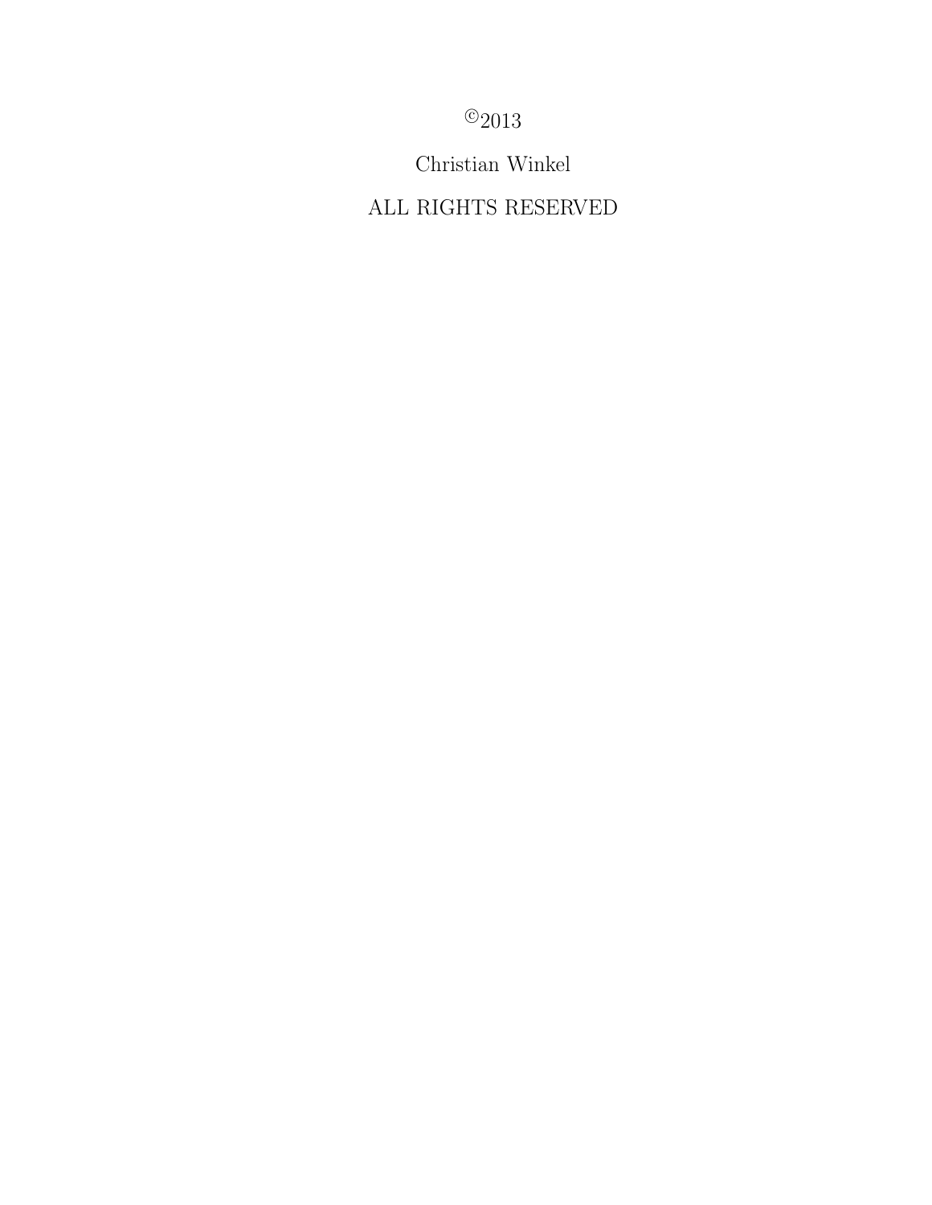©2013

Christian Winkel

ALL RIGHTS RESERVED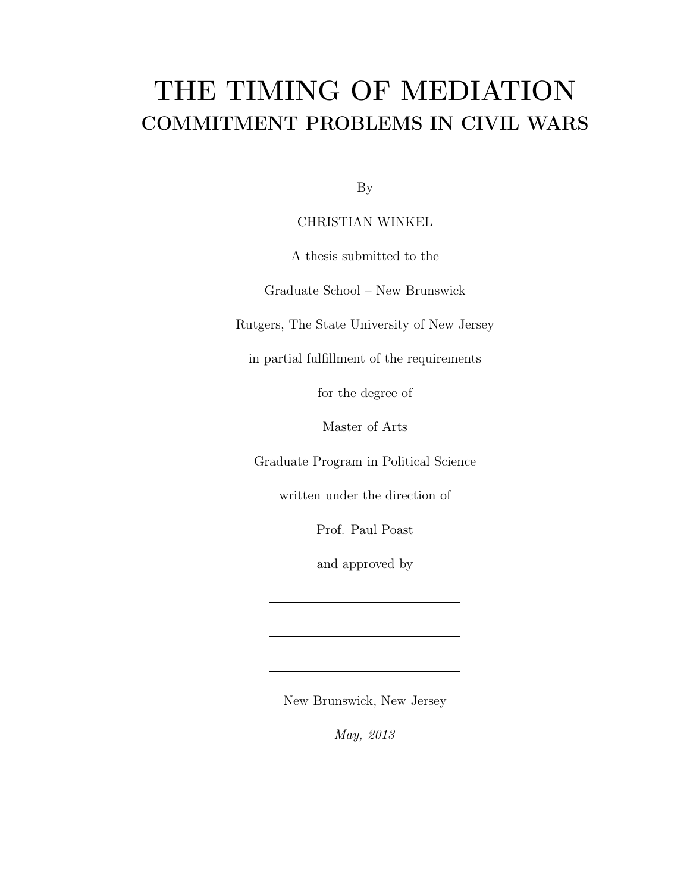# THE TIMING OF MEDIATION

## COMMITMENT PROBLEMS IN CIVIL WARS

By

CHRISTIAN WINKEL

A thesis submitted to the

Graduate School – New Brunswick

Rutgers, The State University of New Jersey

in partial fulfillment of the requirements

for the degree of

Master of Arts

Graduate Program in Political Science

written under the direction of

Prof. Paul Poast

and approved by

\_\_\_\_\_\_\_\_\_\_\_\_\_\_\_\_\_\_\_\_\_\_\_\_\_\_\_\_

\_\_\_\_\_\_\_\_\_\_\_\_\_\_\_\_\_\_\_\_\_\_\_\_\_\_\_\_

\_\_\_\_\_\_\_\_\_\_\_\_\_\_\_\_\_\_\_\_\_\_\_\_\_\_\_\_

New Brunswick, New Jersey

*May, 2013*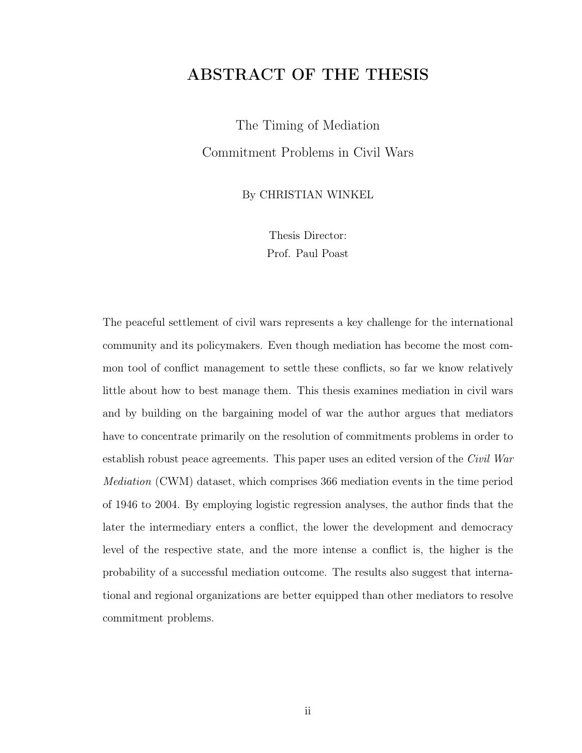# ABSTRACT OF THE THESIS

The Timing of Mediation

Commitment Problems in Civil Wars

By CHRISTIAN WINKEL

Thesis Director:
Prof. Paul Poast

The peaceful settlement of civil wars represents a key challenge for the international community and its policymakers. Even though mediation has become the most common tool of conflict management to settle these conflicts, so far we know relatively little about how to best manage them. This thesis examines mediation in civil wars and by building on the bargaining model of war the author argues that mediators have to concentrate primarily on the resolution of commitments problems in order to establish robust peace agreements. This paper uses an edited version of the *Civil War Mediation* (CWM) dataset, which comprises 366 mediation events in the time period of 1946 to 2004. By employing logistic regression analyses, the author finds that the later the intermediary enters a conflict, the lower the development and democracy level of the respective state, and the more intense a conflict is, the higher is the probability of a successful mediation outcome. The results also suggest that international and regional organizations are better equipped than other mediators to resolve commitment problems.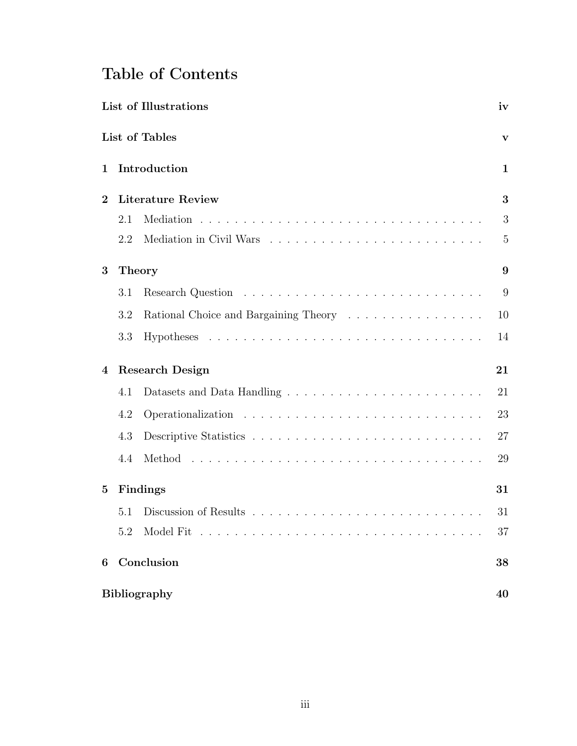# Table of Contents

**List of Illustrations** iv

**List of Tables** v

**1 Introduction** 1

**2 Literature Review** 3

- 2.1 Mediation . . . 3
- 2.2 Mediation in Civil Wars . . . 5

**3 Theory** 9

- 3.1 Research Question . . . 9
- 3.2 Rational Choice and Bargaining Theory . . . 10
- 3.3 Hypotheses . . . 14

**4 Research Design** 21

- 4.1 Datasets and Data Handling . . . 21
- 4.2 Operationalization . . . 23
- 4.3 Descriptive Statistics . . . 27
- 4.4 Method . . . 29

**5 Findings** 31

- 5.1 Discussion of Results . . . 31
- 5.2 Model Fit . . . 37

**6 Conclusion** 38

**Bibliography** 40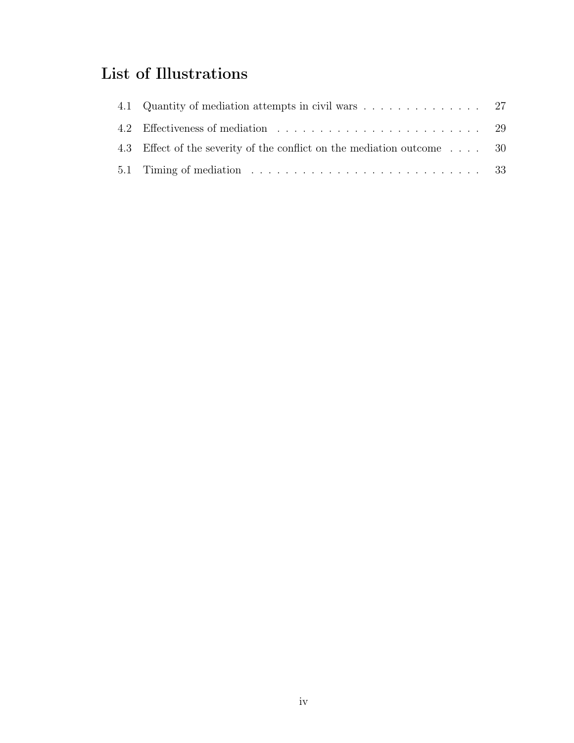# List of Illustrations

4.1 Quantity of mediation attempts in civil wars . . . . . . . . . . . . . . 27

4.2 Effectiveness of mediation . . . . . . . . . . . . . . . . . . . . . . . . . 29

4.3 Effect of the severity of the conflict on the mediation outcome . . . . 30

5.1 Timing of mediation . . . . . . . . . . . . . . . . . . . . . . . . . . . . 33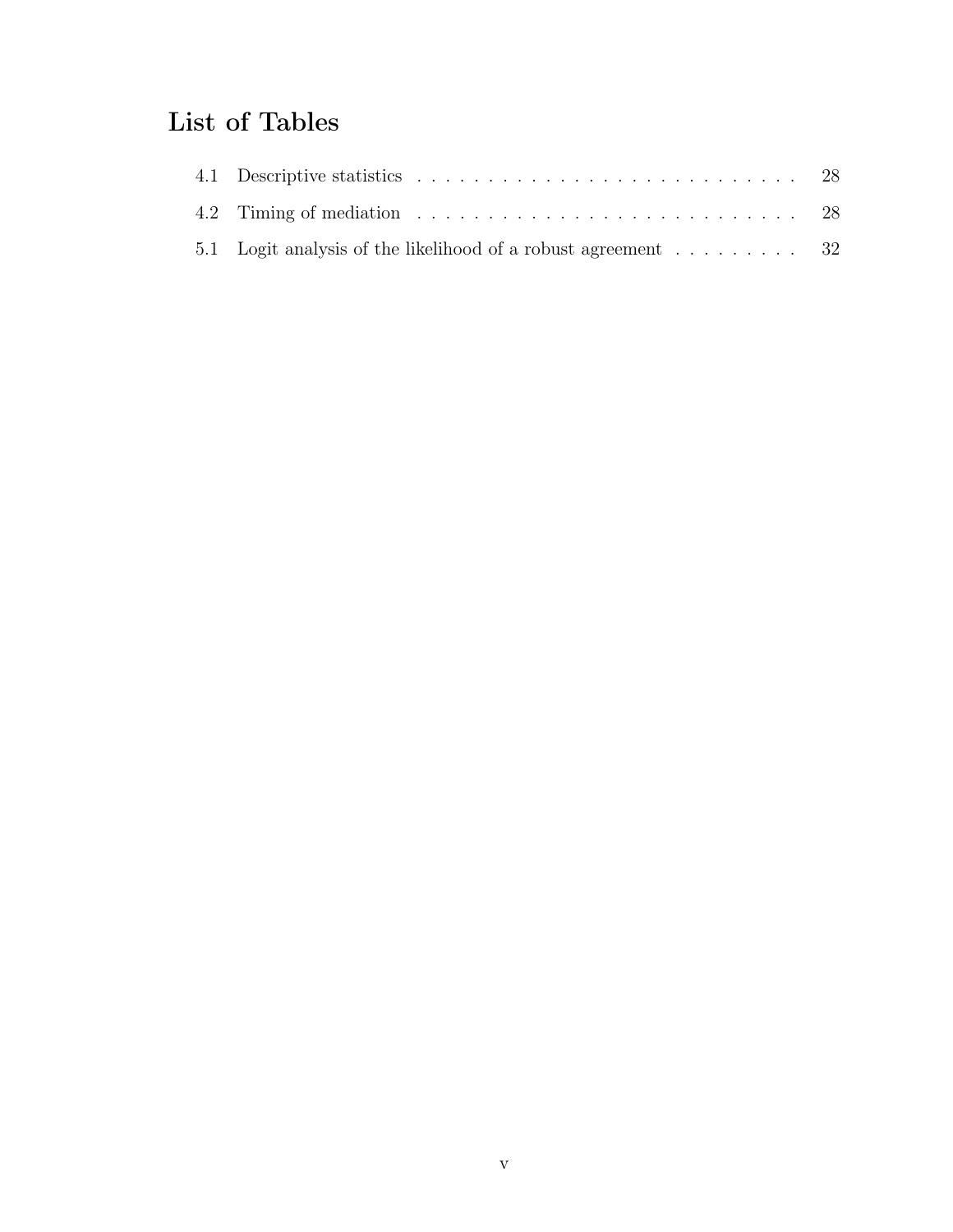# List of Tables

4.1 Descriptive statistics . . . . . . . . . . . . . . . . . . . . . . . . . . . . 28

4.2 Timing of mediation . . . . . . . . . . . . . . . . . . . . . . . . . . . . 28

5.1 Logit analysis of the likelihood of a robust agreement . . . . . . . . . . 32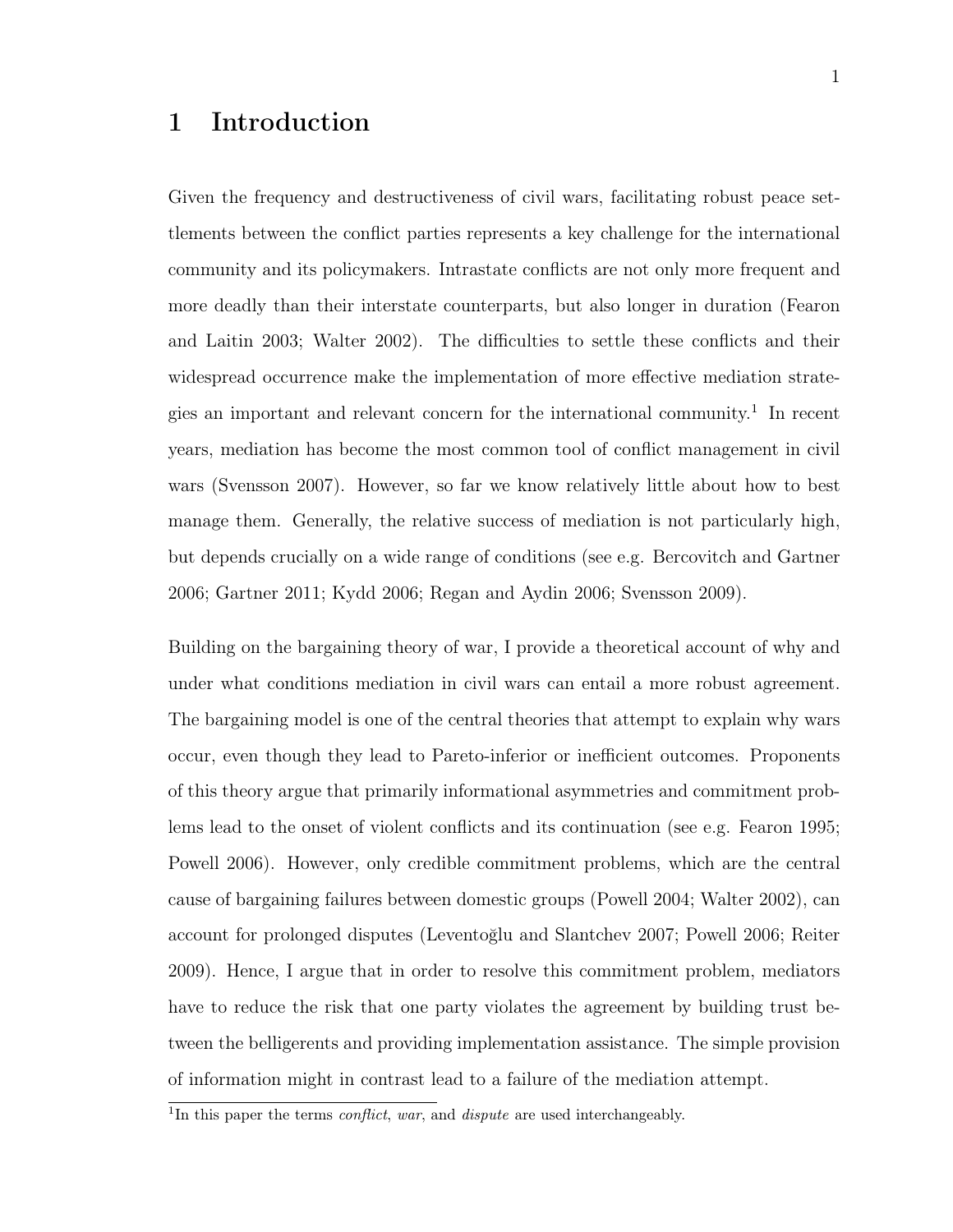# 1 Introduction

Given the frequency and destructiveness of civil wars, facilitating robust peace settlements between the conflict parties represents a key challenge for the international community and its policymakers. Intrastate conflicts are not only more frequent and more deadly than their interstate counterparts, but also longer in duration (Fearon and Laitin 2003; Walter 2002). The difficulties to settle these conflicts and their widespread occurrence make the implementation of more effective mediation strategies an important and relevant concern for the international community.[1] In recent years, mediation has become the most common tool of conflict management in civil wars (Svensson 2007). However, so far we know relatively little about how to best manage them. Generally, the relative success of mediation is not particularly high, but depends crucially on a wide range of conditions (see e.g. Bercovitch and Gartner 2006; Gartner 2011; Kydd 2006; Regan and Aydin 2006; Svensson 2009).

Building on the bargaining theory of war, I provide a theoretical account of why and under what conditions mediation in civil wars can entail a more robust agreement. The bargaining model is one of the central theories that attempt to explain why wars occur, even though they lead to Pareto-inferior or inefficient outcomes. Proponents of this theory argue that primarily informational asymmetries and commitment problems lead to the onset of violent conflicts and its continuation (see e.g. Fearon 1995; Powell 2006). However, only credible commitment problems, which are the central cause of bargaining failures between domestic groups (Powell 2004; Walter 2002), can account for prolonged disputes (Leventoğlu and Slantchev 2007; Powell 2006; Reiter 2009). Hence, I argue that in order to resolve this commitment problem, mediators have to reduce the risk that one party violates the agreement by building trust between the belligerents and providing implementation assistance. The simple provision of information might in contrast lead to a failure of the mediation attempt.

[1] In this paper the terms *conflict*, *war*, and *dispute* are used interchangeably.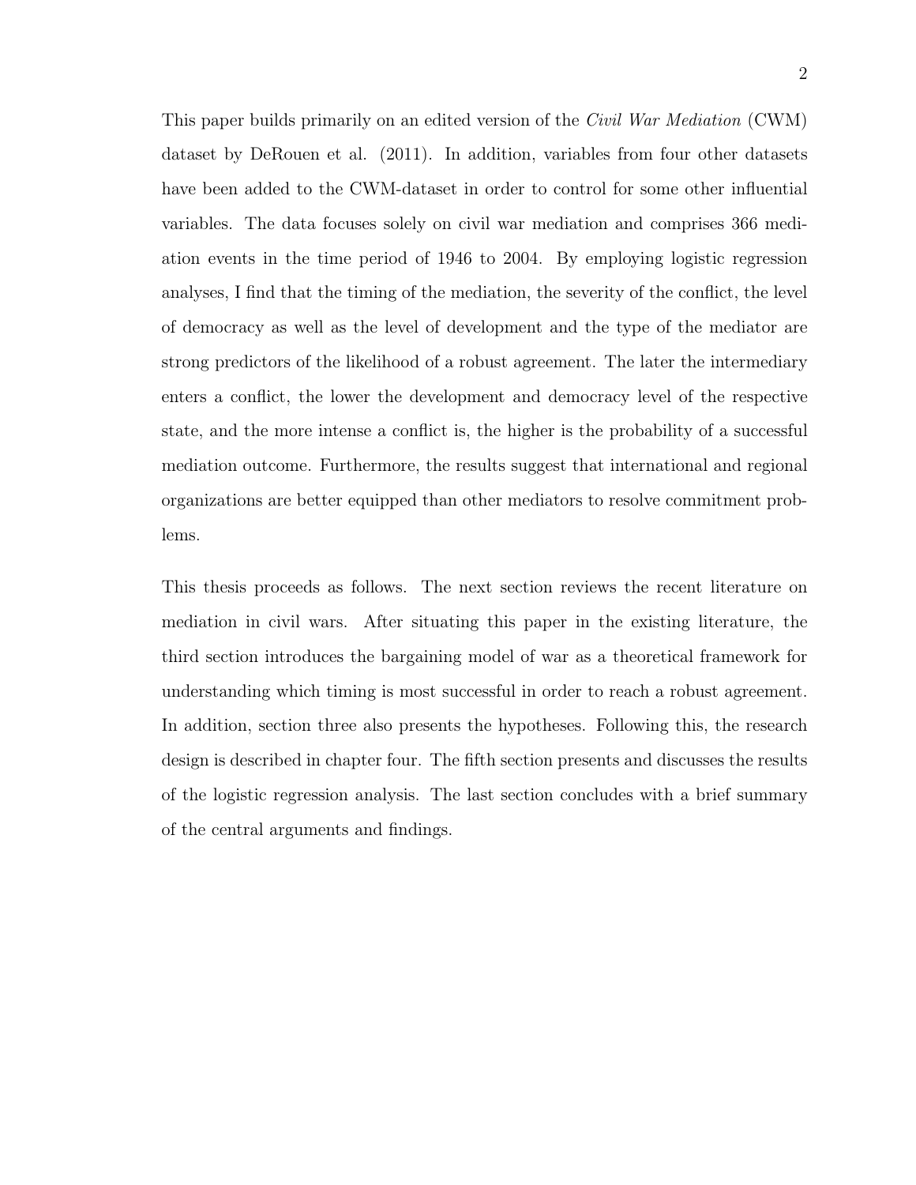This paper builds primarily on an edited version of the *Civil War Mediation* (CWM) dataset by DeRouen et al. (2011). In addition, variables from four other datasets have been added to the CWM-dataset in order to control for some other influential variables. The data focuses solely on civil war mediation and comprises 366 mediation events in the time period of 1946 to 2004. By employing logistic regression analyses, I find that the timing of the mediation, the severity of the conflict, the level of democracy as well as the level of development and the type of the mediator are strong predictors of the likelihood of a robust agreement. The later the intermediary enters a conflict, the lower the development and democracy level of the respective state, and the more intense a conflict is, the higher is the probability of a successful mediation outcome. Furthermore, the results suggest that international and regional organizations are better equipped than other mediators to resolve commitment problems.

This thesis proceeds as follows. The next section reviews the recent literature on mediation in civil wars. After situating this paper in the existing literature, the third section introduces the bargaining model of war as a theoretical framework for understanding which timing is most successful in order to reach a robust agreement. In addition, section three also presents the hypotheses. Following this, the research design is described in chapter four. The fifth section presents and discusses the results of the logistic regression analysis. The last section concludes with a brief summary of the central arguments and findings.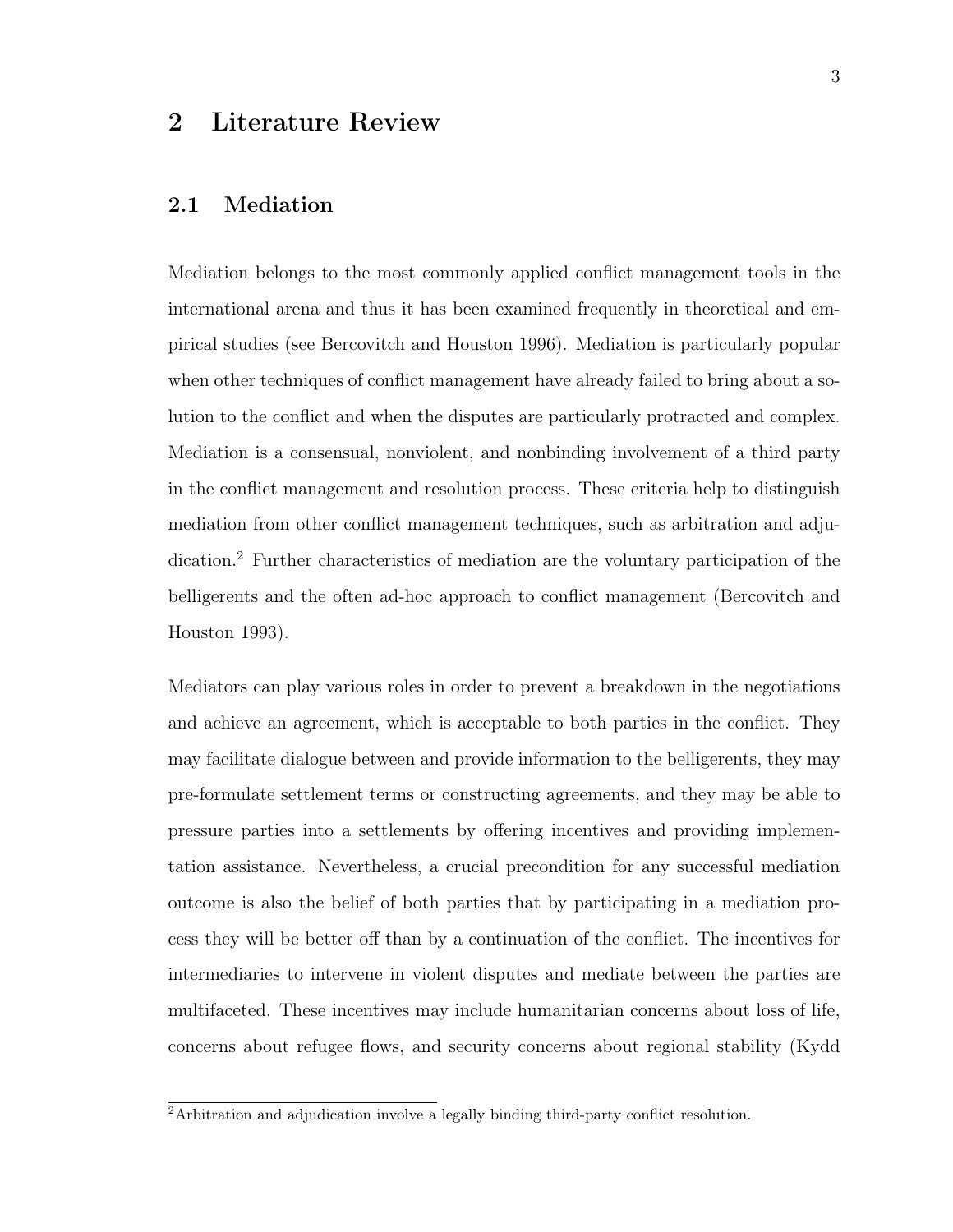# 2 Literature Review

## 2.1 Mediation

Mediation belongs to the most commonly applied conflict management tools in the international arena and thus it has been examined frequently in theoretical and empirical studies (see Bercovitch and Houston 1996). Mediation is particularly popular when other techniques of conflict management have already failed to bring about a solution to the conflict and when the disputes are particularly protracted and complex. Mediation is a consensual, nonviolent, and nonbinding involvement of a third party in the conflict management and resolution process. These criteria help to distinguish mediation from other conflict management techniques, such as arbitration and adjudication.[2] Further characteristics of mediation are the voluntary participation of the belligerents and the often ad-hoc approach to conflict management (Bercovitch and Houston 1993).

Mediators can play various roles in order to prevent a breakdown in the negotiations and achieve an agreement, which is acceptable to both parties in the conflict. They may facilitate dialogue between and provide information to the belligerents, they may pre-formulate settlement terms or constructing agreements, and they may be able to pressure parties into a settlements by offering incentives and providing implementation assistance. Nevertheless, a crucial precondition for any successful mediation outcome is also the belief of both parties that by participating in a mediation process they will be better off than by a continuation of the conflict. The incentives for intermediaries to intervene in violent disputes and mediate between the parties are multifaceted. These incentives may include humanitarian concerns about loss of life, concerns about refugee flows, and security concerns about regional stability (Kydd

[2] Arbitration and adjudication involve a legally binding third-party conflict resolution.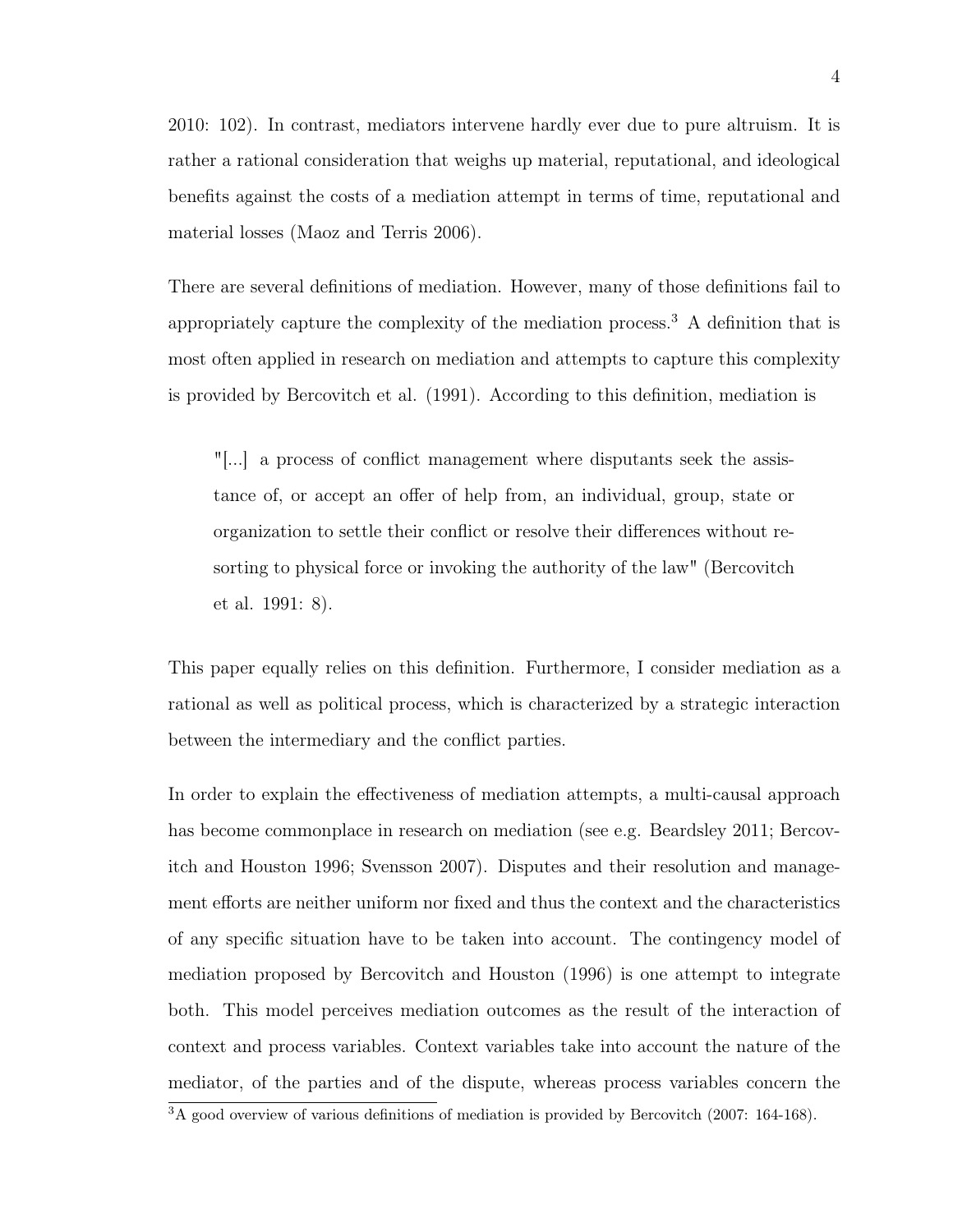2010: 102). In contrast, mediators intervene hardly ever due to pure altruism. It is rather a rational consideration that weighs up material, reputational, and ideological benefits against the costs of a mediation attempt in terms of time, reputational and material losses (Maoz and Terris 2006).

There are several definitions of mediation. However, many of those definitions fail to appropriately capture the complexity of the mediation process.[3] A definition that is most often applied in research on mediation and attempts to capture this complexity is provided by Bercovitch et al. (1991). According to this definition, mediation is

> "[...] a process of conflict management where disputants seek the assistance of, or accept an offer of help from, an individual, group, state or organization to settle their conflict or resolve their differences without resorting to physical force or invoking the authority of the law" (Bercovitch et al. 1991: 8).

This paper equally relies on this definition. Furthermore, I consider mediation as a rational as well as political process, which is characterized by a strategic interaction between the intermediary and the conflict parties.

In order to explain the effectiveness of mediation attempts, a multi-causal approach has become commonplace in research on mediation (see e.g. Beardsley 2011; Bercovitch and Houston 1996; Svensson 2007). Disputes and their resolution and management efforts are neither uniform nor fixed and thus the context and the characteristics of any specific situation have to be taken into account. The contingency model of mediation proposed by Bercovitch and Houston (1996) is one attempt to integrate both. This model perceives mediation outcomes as the result of the interaction of context and process variables. Context variables take into account the nature of the mediator, of the parties and of the dispute, whereas process variables concern the

[3] A good overview of various definitions of mediation is provided by Bercovitch (2007: 164-168).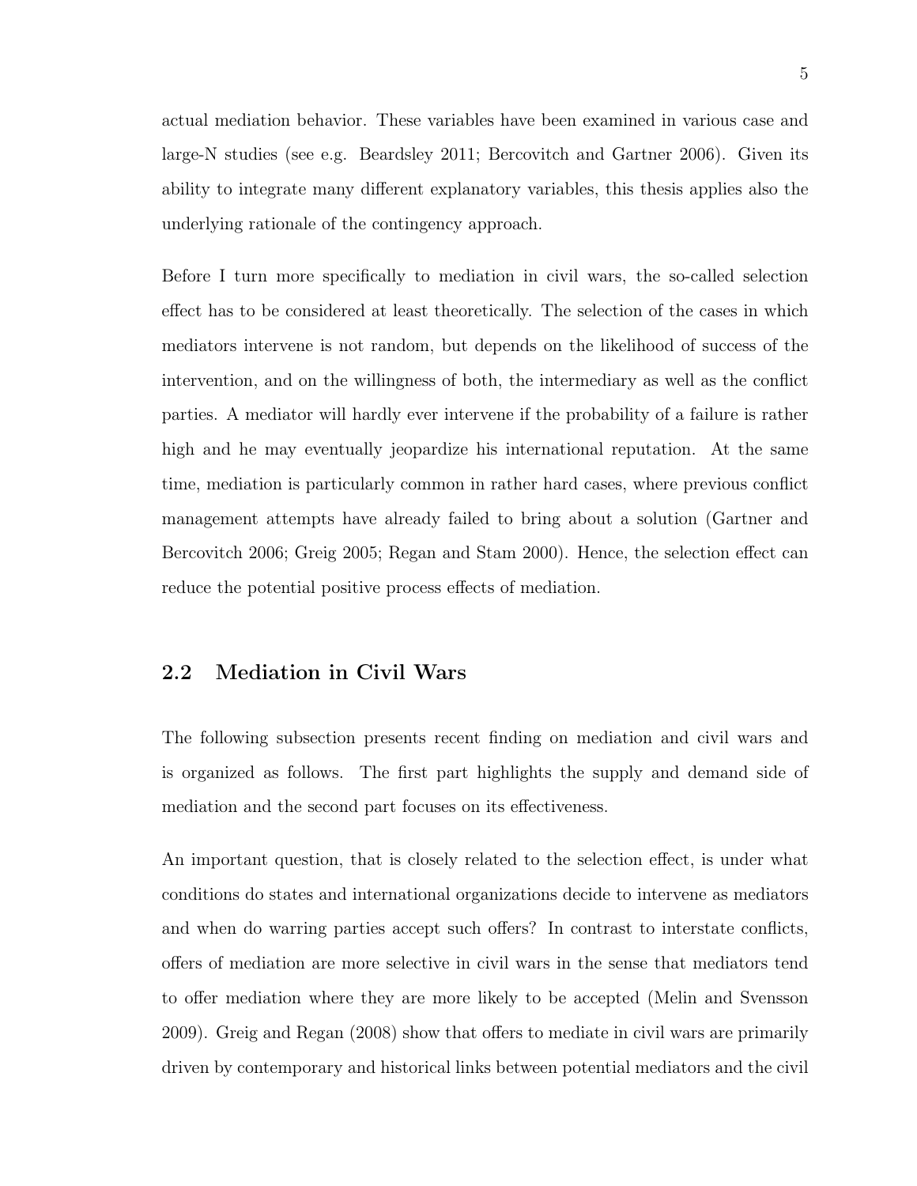actual mediation behavior. These variables have been examined in various case and large-N studies (see e.g. Beardsley 2011; Bercovitch and Gartner 2006). Given its ability to integrate many different explanatory variables, this thesis applies also the underlying rationale of the contingency approach.

Before I turn more specifically to mediation in civil wars, the so-called selection effect has to be considered at least theoretically. The selection of the cases in which mediators intervene is not random, but depends on the likelihood of success of the intervention, and on the willingness of both, the intermediary as well as the conflict parties. A mediator will hardly ever intervene if the probability of a failure is rather high and he may eventually jeopardize his international reputation. At the same time, mediation is particularly common in rather hard cases, where previous conflict management attempts have already failed to bring about a solution (Gartner and Bercovitch 2006; Greig 2005; Regan and Stam 2000). Hence, the selection effect can reduce the potential positive process effects of mediation.

## 2.2 Mediation in Civil Wars

The following subsection presents recent finding on mediation and civil wars and is organized as follows. The first part highlights the supply and demand side of mediation and the second part focuses on its effectiveness.

An important question, that is closely related to the selection effect, is under what conditions do states and international organizations decide to intervene as mediators and when do warring parties accept such offers? In contrast to interstate conflicts, offers of mediation are more selective in civil wars in the sense that mediators tend to offer mediation where they are more likely to be accepted (Melin and Svensson 2009). Greig and Regan (2008) show that offers to mediate in civil wars are primarily driven by contemporary and historical links between potential mediators and the civil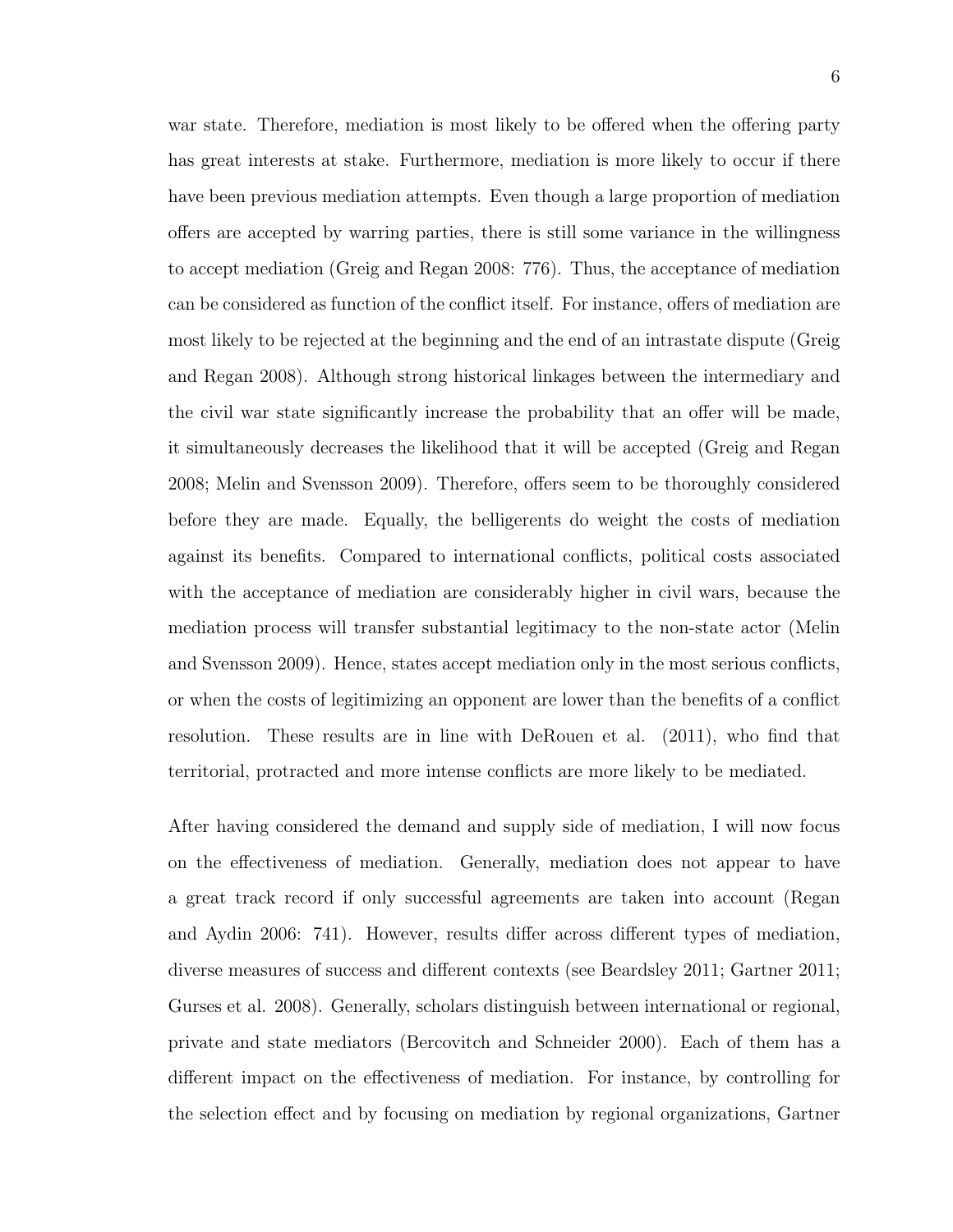war state. Therefore, mediation is most likely to be offered when the offering party has great interests at stake. Furthermore, mediation is more likely to occur if there have been previous mediation attempts. Even though a large proportion of mediation offers are accepted by warring parties, there is still some variance in the willingness to accept mediation (Greig and Regan 2008: 776). Thus, the acceptance of mediation can be considered as function of the conflict itself. For instance, offers of mediation are most likely to be rejected at the beginning and the end of an intrastate dispute (Greig and Regan 2008). Although strong historical linkages between the intermediary and the civil war state significantly increase the probability that an offer will be made, it simultaneously decreases the likelihood that it will be accepted (Greig and Regan 2008; Melin and Svensson 2009). Therefore, offers seem to be thoroughly considered before they are made. Equally, the belligerents do weight the costs of mediation against its benefits. Compared to international conflicts, political costs associated with the acceptance of mediation are considerably higher in civil wars, because the mediation process will transfer substantial legitimacy to the non-state actor (Melin and Svensson 2009). Hence, states accept mediation only in the most serious conflicts, or when the costs of legitimizing an opponent are lower than the benefits of a conflict resolution. These results are in line with DeRouen et al. (2011), who find that territorial, protracted and more intense conflicts are more likely to be mediated.

After having considered the demand and supply side of mediation, I will now focus on the effectiveness of mediation. Generally, mediation does not appear to have a great track record if only successful agreements are taken into account (Regan and Aydin 2006: 741). However, results differ across different types of mediation, diverse measures of success and different contexts (see Beardsley 2011; Gartner 2011; Gurses et al. 2008). Generally, scholars distinguish between international or regional, private and state mediators (Bercovitch and Schneider 2000). Each of them has a different impact on the effectiveness of mediation. For instance, by controlling for the selection effect and by focusing on mediation by regional organizations, Gartner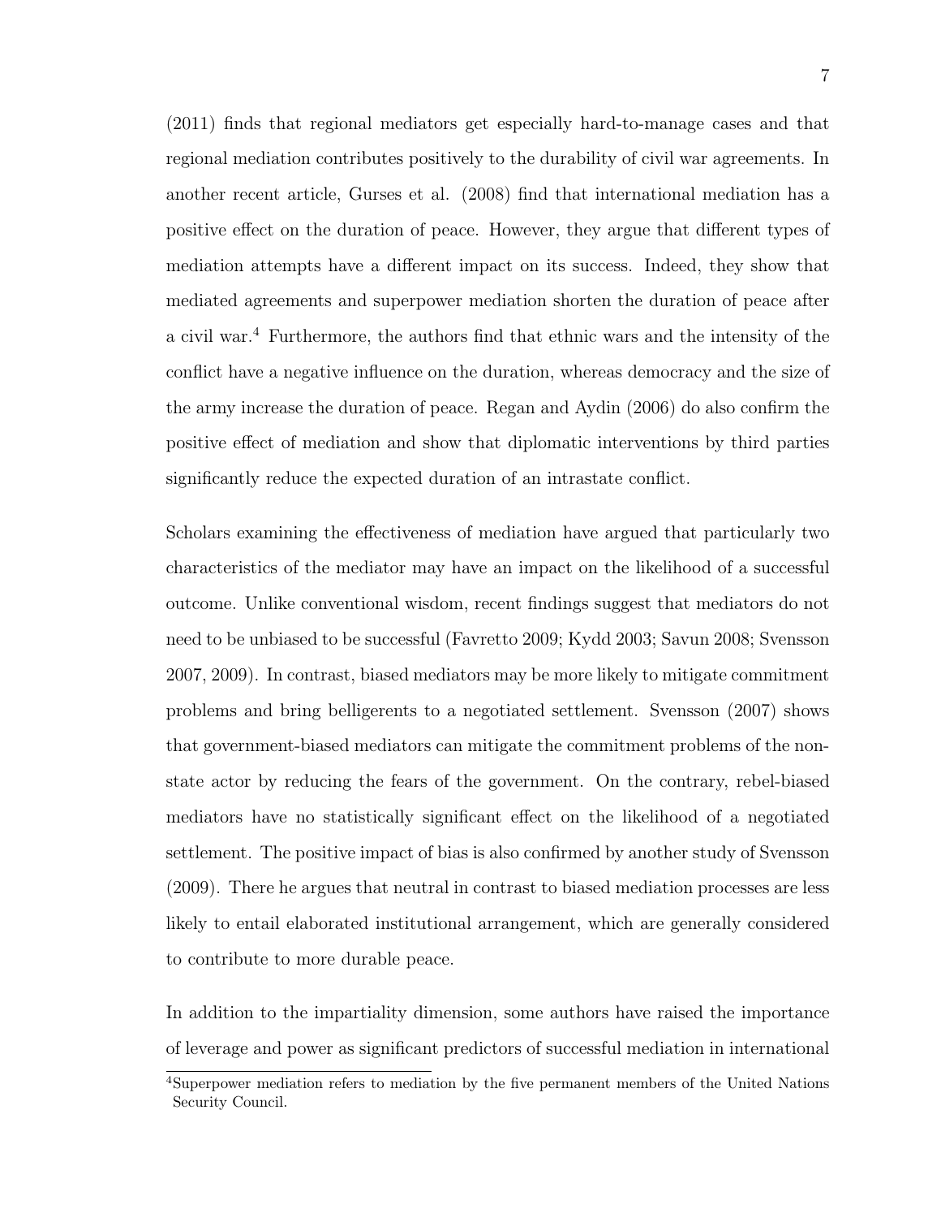(2011) finds that regional mediators get especially hard-to-manage cases and that regional mediation contributes positively to the durability of civil war agreements. In another recent article, Gurses et al. (2008) find that international mediation has a positive effect on the duration of peace. However, they argue that different types of mediation attempts have a different impact on its success. Indeed, they show that mediated agreements and superpower mediation shorten the duration of peace after a civil war.[4] Furthermore, the authors find that ethnic wars and the intensity of the conflict have a negative influence on the duration, whereas democracy and the size of the army increase the duration of peace. Regan and Aydin (2006) do also confirm the positive effect of mediation and show that diplomatic interventions by third parties significantly reduce the expected duration of an intrastate conflict.

Scholars examining the effectiveness of mediation have argued that particularly two characteristics of the mediator may have an impact on the likelihood of a successful outcome. Unlike conventional wisdom, recent findings suggest that mediators do not need to be unbiased to be successful (Favretto 2009; Kydd 2003; Savun 2008; Svensson 2007, 2009). In contrast, biased mediators may be more likely to mitigate commitment problems and bring belligerents to a negotiated settlement. Svensson (2007) shows that government-biased mediators can mitigate the commitment problems of the non-state actor by reducing the fears of the government. On the contrary, rebel-biased mediators have no statistically significant effect on the likelihood of a negotiated settlement. The positive impact of bias is also confirmed by another study of Svensson (2009). There he argues that neutral in contrast to biased mediation processes are less likely to entail elaborated institutional arrangement, which are generally considered to contribute to more durable peace.

In addition to the impartiality dimension, some authors have raised the importance of leverage and power as significant predictors of successful mediation in international

[4] Superpower mediation refers to mediation by the five permanent members of the United Nations Security Council.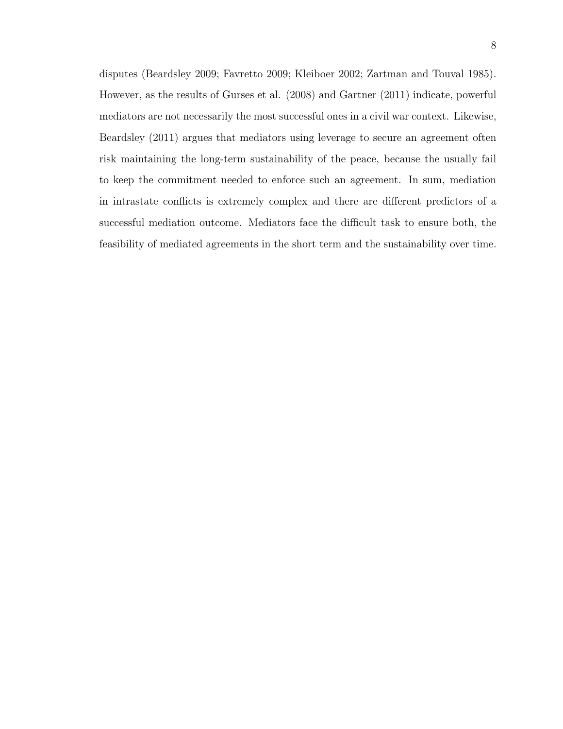disputes (Beardsley 2009; Favretto 2009; Kleiboer 2002; Zartman and Touval 1985). However, as the results of Gurses et al. (2008) and Gartner (2011) indicate, powerful mediators are not necessarily the most successful ones in a civil war context. Likewise, Beardsley (2011) argues that mediators using leverage to secure an agreement often risk maintaining the long-term sustainability of the peace, because the usually fail to keep the commitment needed to enforce such an agreement. In sum, mediation in intrastate conflicts is extremely complex and there are different predictors of a successful mediation outcome. Mediators face the difficult task to ensure both, the feasibility of mediated agreements in the short term and the sustainability over time.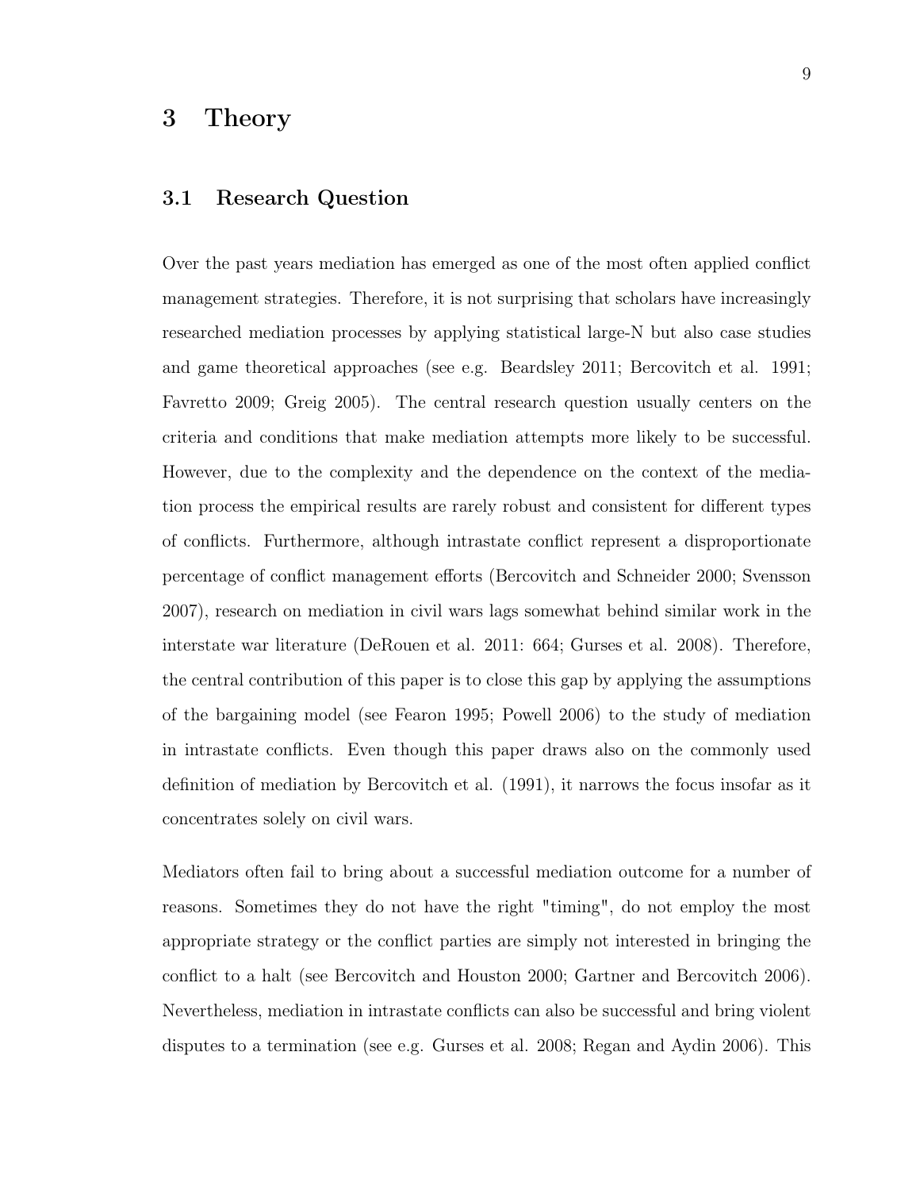# 3 Theory

## 3.1 Research Question

Over the past years mediation has emerged as one of the most often applied conflict management strategies. Therefore, it is not surprising that scholars have increasingly researched mediation processes by applying statistical large-N but also case studies and game theoretical approaches (see e.g. Beardsley 2011; Bercovitch et al. 1991; Favretto 2009; Greig 2005). The central research question usually centers on the criteria and conditions that make mediation attempts more likely to be successful. However, due to the complexity and the dependence on the context of the mediation process the empirical results are rarely robust and consistent for different types of conflicts. Furthermore, although intrastate conflict represent a disproportionate percentage of conflict management efforts (Bercovitch and Schneider 2000; Svensson 2007), research on mediation in civil wars lags somewhat behind similar work in the interstate war literature (DeRouen et al. 2011: 664; Gurses et al. 2008). Therefore, the central contribution of this paper is to close this gap by applying the assumptions of the bargaining model (see Fearon 1995; Powell 2006) to the study of mediation in intrastate conflicts. Even though this paper draws also on the commonly used definition of mediation by Bercovitch et al. (1991), it narrows the focus insofar as it concentrates solely on civil wars.

Mediators often fail to bring about a successful mediation outcome for a number of reasons. Sometimes they do not have the right "timing", do not employ the most appropriate strategy or the conflict parties are simply not interested in bringing the conflict to a halt (see Bercovitch and Houston 2000; Gartner and Bercovitch 2006). Nevertheless, mediation in intrastate conflicts can also be successful and bring violent disputes to a termination (see e.g. Gurses et al. 2008; Regan and Aydin 2006). This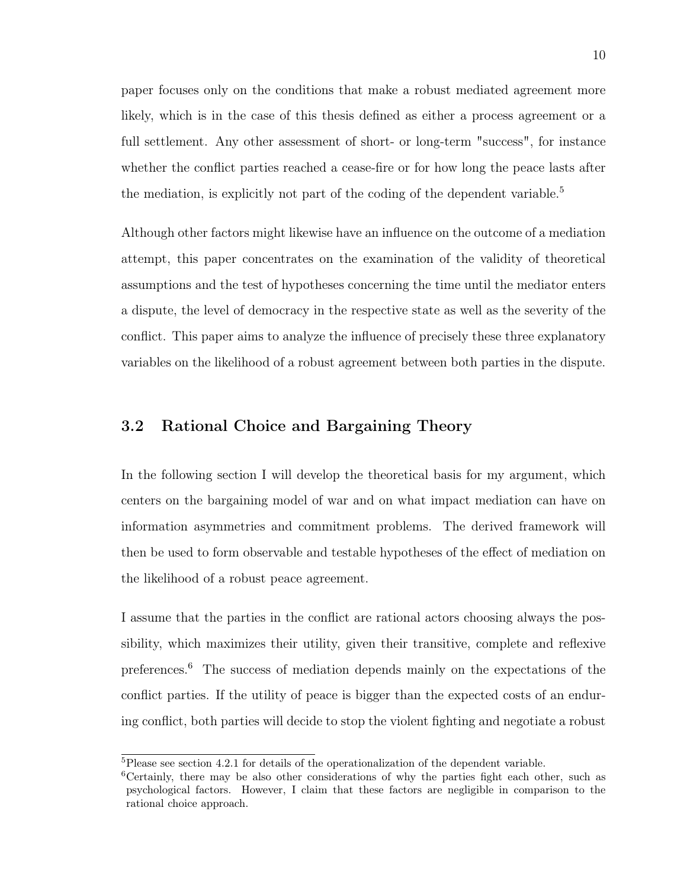paper focuses only on the conditions that make a robust mediated agreement more likely, which is in the case of this thesis defined as either a process agreement or a full settlement. Any other assessment of short- or long-term "success", for instance whether the conflict parties reached a cease-fire or for how long the peace lasts after the mediation, is explicitly not part of the coding of the dependent variable.[5]

Although other factors might likewise have an influence on the outcome of a mediation attempt, this paper concentrates on the examination of the validity of theoretical assumptions and the test of hypotheses concerning the time until the mediator enters a dispute, the level of democracy in the respective state as well as the severity of the conflict. This paper aims to analyze the influence of precisely these three explanatory variables on the likelihood of a robust agreement between both parties in the dispute.

## 3.2 Rational Choice and Bargaining Theory

In the following section I will develop the theoretical basis for my argument, which centers on the bargaining model of war and on what impact mediation can have on information asymmetries and commitment problems. The derived framework will then be used to form observable and testable hypotheses of the effect of mediation on the likelihood of a robust peace agreement.

I assume that the parties in the conflict are rational actors choosing always the possibility, which maximizes their utility, given their transitive, complete and reflexive preferences.[6] The success of mediation depends mainly on the expectations of the conflict parties. If the utility of peace is bigger than the expected costs of an enduring conflict, both parties will decide to stop the violent fighting and negotiate a robust

[5] Please see section 4.2.1 for details of the operationalization of the dependent variable.

[6] Certainly, there may be also other considerations of why the parties fight each other, such as psychological factors. However, I claim that these factors are negligible in comparison to the rational choice approach.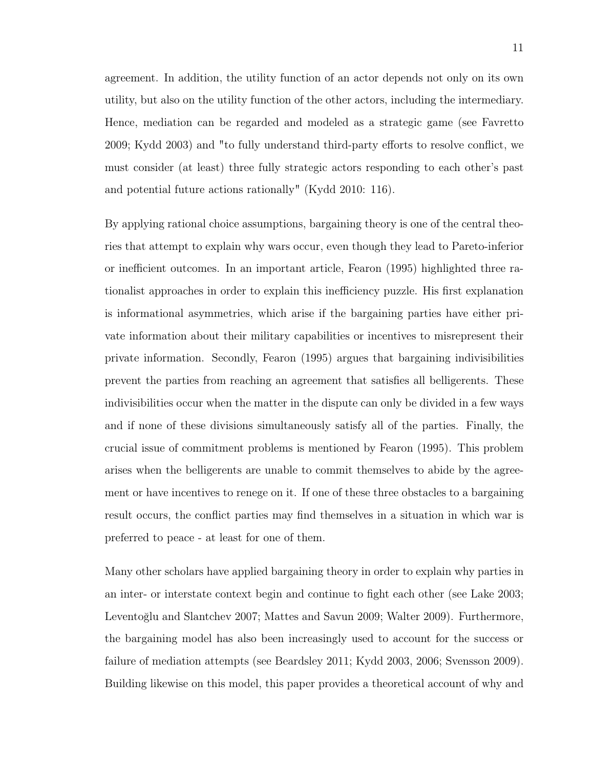agreement. In addition, the utility function of an actor depends not only on its own utility, but also on the utility function of the other actors, including the intermediary. Hence, mediation can be regarded and modeled as a strategic game (see Favretto 2009; Kydd 2003) and "to fully understand third-party efforts to resolve conflict, we must consider (at least) three fully strategic actors responding to each other's past and potential future actions rationally" (Kydd 2010: 116).

By applying rational choice assumptions, bargaining theory is one of the central theories that attempt to explain why wars occur, even though they lead to Pareto-inferior or inefficient outcomes. In an important article, Fearon (1995) highlighted three rationalist approaches in order to explain this inefficiency puzzle. His first explanation is informational asymmetries, which arise if the bargaining parties have either private information about their military capabilities or incentives to misrepresent their private information. Secondly, Fearon (1995) argues that bargaining indivisibilities prevent the parties from reaching an agreement that satisfies all belligerents. These indivisibilities occur when the matter in the dispute can only be divided in a few ways and if none of these divisions simultaneously satisfy all of the parties. Finally, the crucial issue of commitment problems is mentioned by Fearon (1995). This problem arises when the belligerents are unable to commit themselves to abide by the agreement or have incentives to renege on it. If one of these three obstacles to a bargaining result occurs, the conflict parties may find themselves in a situation in which war is preferred to peace - at least for one of them.

Many other scholars have applied bargaining theory in order to explain why parties in an inter- or interstate context begin and continue to fight each other (see Lake 2003; Leventoğlu and Slantchev 2007; Mattes and Savun 2009; Walter 2009). Furthermore, the bargaining model has also been increasingly used to account for the success or failure of mediation attempts (see Beardsley 2011; Kydd 2003, 2006; Svensson 2009). Building likewise on this model, this paper provides a theoretical account of why and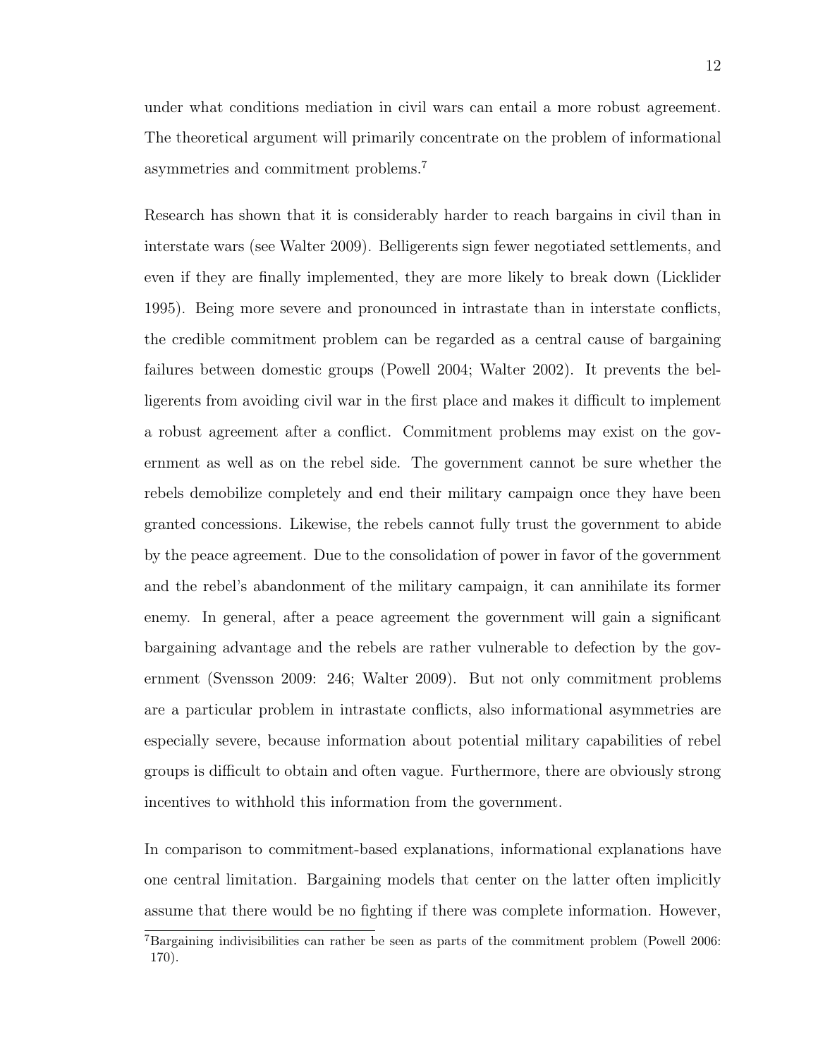under what conditions mediation in civil wars can entail a more robust agreement. The theoretical argument will primarily concentrate on the problem of informational asymmetries and commitment problems.[7]

Research has shown that it is considerably harder to reach bargains in civil than in interstate wars (see Walter 2009). Belligerents sign fewer negotiated settlements, and even if they are finally implemented, they are more likely to break down (Licklider 1995). Being more severe and pronounced in intrastate than in interstate conflicts, the credible commitment problem can be regarded as a central cause of bargaining failures between domestic groups (Powell 2004; Walter 2002). It prevents the belligerents from avoiding civil war in the first place and makes it difficult to implement a robust agreement after a conflict. Commitment problems may exist on the government as well as on the rebel side. The government cannot be sure whether the rebels demobilize completely and end their military campaign once they have been granted concessions. Likewise, the rebels cannot fully trust the government to abide by the peace agreement. Due to the consolidation of power in favor of the government and the rebel's abandonment of the military campaign, it can annihilate its former enemy. In general, after a peace agreement the government will gain a significant bargaining advantage and the rebels are rather vulnerable to defection by the government (Svensson 2009: 246; Walter 2009). But not only commitment problems are a particular problem in intrastate conflicts, also informational asymmetries are especially severe, because information about potential military capabilities of rebel groups is difficult to obtain and often vague. Furthermore, there are obviously strong incentives to withhold this information from the government.

In comparison to commitment-based explanations, informational explanations have one central limitation. Bargaining models that center on the latter often implicitly assume that there would be no fighting if there was complete information. However,

[7] Bargaining indivisibilities can rather be seen as parts of the commitment problem (Powell 2006: 170).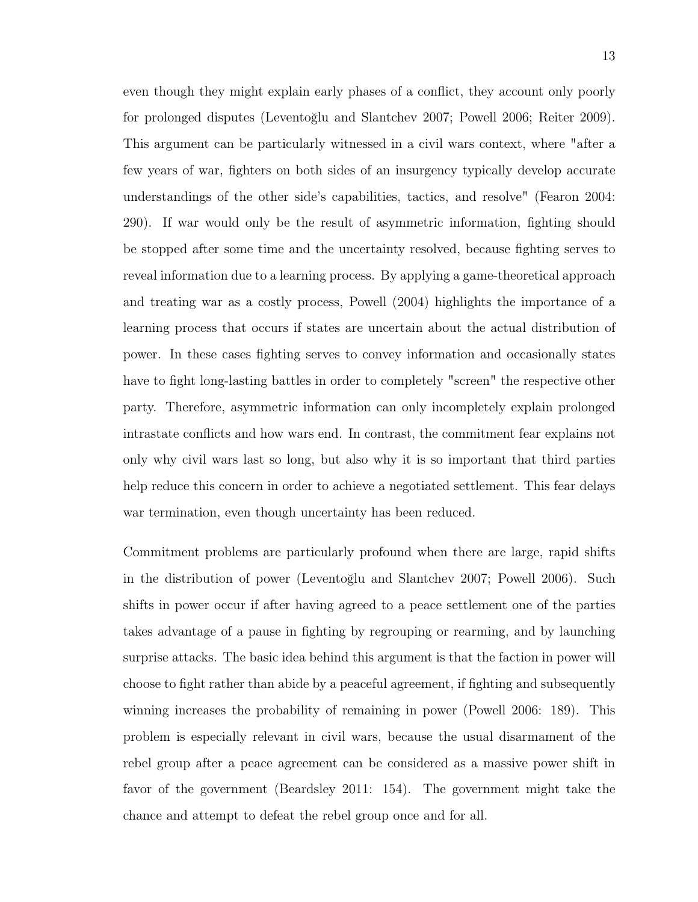even though they might explain early phases of a conflict, they account only poorly for prolonged disputes (Leventoğlu and Slantchev 2007; Powell 2006; Reiter 2009). This argument can be particularly witnessed in a civil wars context, where "after a few years of war, fighters on both sides of an insurgency typically develop accurate understandings of the other side's capabilities, tactics, and resolve" (Fearon 2004: 290). If war would only be the result of asymmetric information, fighting should be stopped after some time and the uncertainty resolved, because fighting serves to reveal information due to a learning process. By applying a game-theoretical approach and treating war as a costly process, Powell (2004) highlights the importance of a learning process that occurs if states are uncertain about the actual distribution of power. In these cases fighting serves to convey information and occasionally states have to fight long-lasting battles in order to completely "screen" the respective other party. Therefore, asymmetric information can only incompletely explain prolonged intrastate conflicts and how wars end. In contrast, the commitment fear explains not only why civil wars last so long, but also why it is so important that third parties help reduce this concern in order to achieve a negotiated settlement. This fear delays war termination, even though uncertainty has been reduced.

Commitment problems are particularly profound when there are large, rapid shifts in the distribution of power (Leventoğlu and Slantchev 2007; Powell 2006). Such shifts in power occur if after having agreed to a peace settlement one of the parties takes advantage of a pause in fighting by regrouping or rearming, and by launching surprise attacks. The basic idea behind this argument is that the faction in power will choose to fight rather than abide by a peaceful agreement, if fighting and subsequently winning increases the probability of remaining in power (Powell 2006: 189). This problem is especially relevant in civil wars, because the usual disarmament of the rebel group after a peace agreement can be considered as a massive power shift in favor of the government (Beardsley 2011: 154). The government might take the chance and attempt to defeat the rebel group once and for all.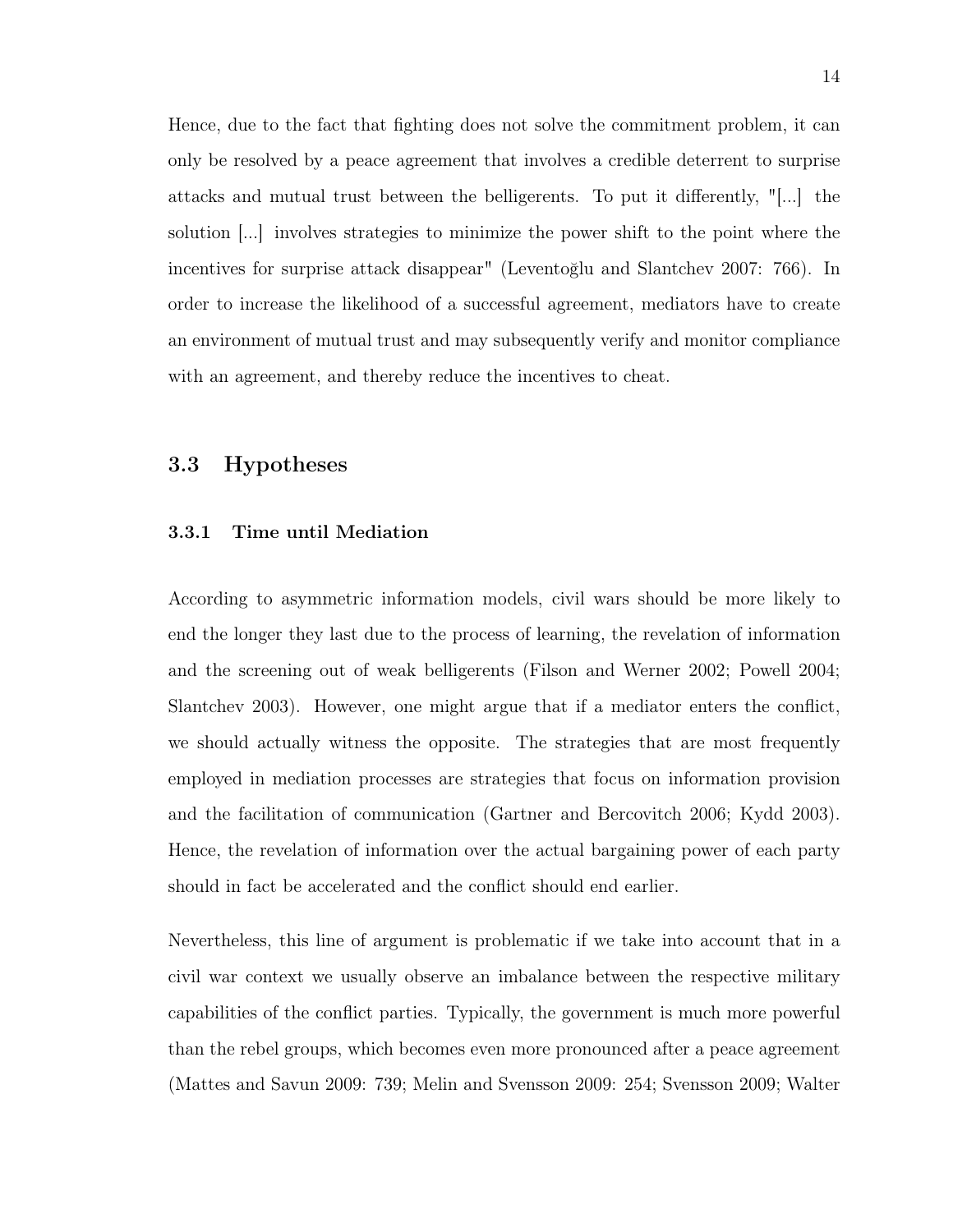Hence, due to the fact that fighting does not solve the commitment problem, it can only be resolved by a peace agreement that involves a credible deterrent to surprise attacks and mutual trust between the belligerents. To put it differently, "[...] the solution [...] involves strategies to minimize the power shift to the point where the incentives for surprise attack disappear" (Leventoğlu and Slantchev 2007: 766). In order to increase the likelihood of a successful agreement, mediators have to create an environment of mutual trust and may subsequently verify and monitor compliance with an agreement, and thereby reduce the incentives to cheat.

## 3.3 Hypotheses

### 3.3.1 Time until Mediation

According to asymmetric information models, civil wars should be more likely to end the longer they last due to the process of learning, the revelation of information and the screening out of weak belligerents (Filson and Werner 2002; Powell 2004; Slantchev 2003). However, one might argue that if a mediator enters the conflict, we should actually witness the opposite. The strategies that are most frequently employed in mediation processes are strategies that focus on information provision and the facilitation of communication (Gartner and Bercovitch 2006; Kydd 2003). Hence, the revelation of information over the actual bargaining power of each party should in fact be accelerated and the conflict should end earlier.

Nevertheless, this line of argument is problematic if we take into account that in a civil war context we usually observe an imbalance between the respective military capabilities of the conflict parties. Typically, the government is much more powerful than the rebel groups, which becomes even more pronounced after a peace agreement (Mattes and Savun 2009: 739; Melin and Svensson 2009: 254; Svensson 2009; Walter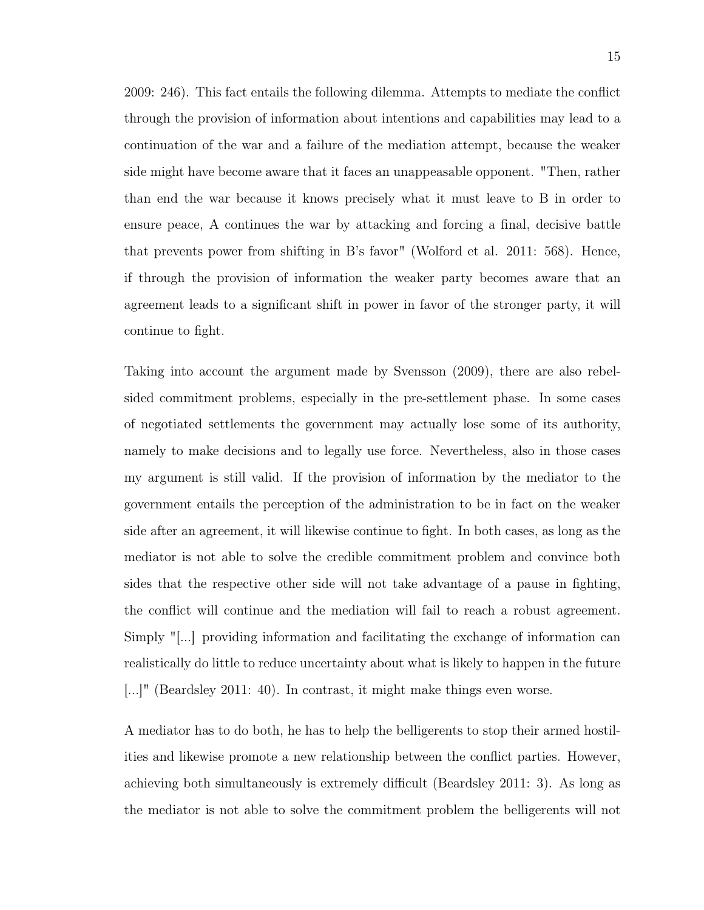2009: 246). This fact entails the following dilemma. Attempts to mediate the conflict through the provision of information about intentions and capabilities may lead to a continuation of the war and a failure of the mediation attempt, because the weaker side might have become aware that it faces an unappeasable opponent. "Then, rather than end the war because it knows precisely what it must leave to B in order to ensure peace, A continues the war by attacking and forcing a final, decisive battle that prevents power from shifting in B's favor" (Wolford et al. 2011: 568). Hence, if through the provision of information the weaker party becomes aware that an agreement leads to a significant shift in power in favor of the stronger party, it will continue to fight.

Taking into account the argument made by Svensson (2009), there are also rebel-sided commitment problems, especially in the pre-settlement phase. In some cases of negotiated settlements the government may actually lose some of its authority, namely to make decisions and to legally use force. Nevertheless, also in those cases my argument is still valid. If the provision of information by the mediator to the government entails the perception of the administration to be in fact on the weaker side after an agreement, it will likewise continue to fight. In both cases, as long as the mediator is not able to solve the credible commitment problem and convince both sides that the respective other side will not take advantage of a pause in fighting, the conflict will continue and the mediation will fail to reach a robust agreement. Simply "[...] providing information and facilitating the exchange of information can realistically do little to reduce uncertainty about what is likely to happen in the future [...]" (Beardsley 2011: 40). In contrast, it might make things even worse.

A mediator has to do both, he has to help the belligerents to stop their armed hostilities and likewise promote a new relationship between the conflict parties. However, achieving both simultaneously is extremely difficult (Beardsley 2011: 3). As long as the mediator is not able to solve the commitment problem the belligerents will not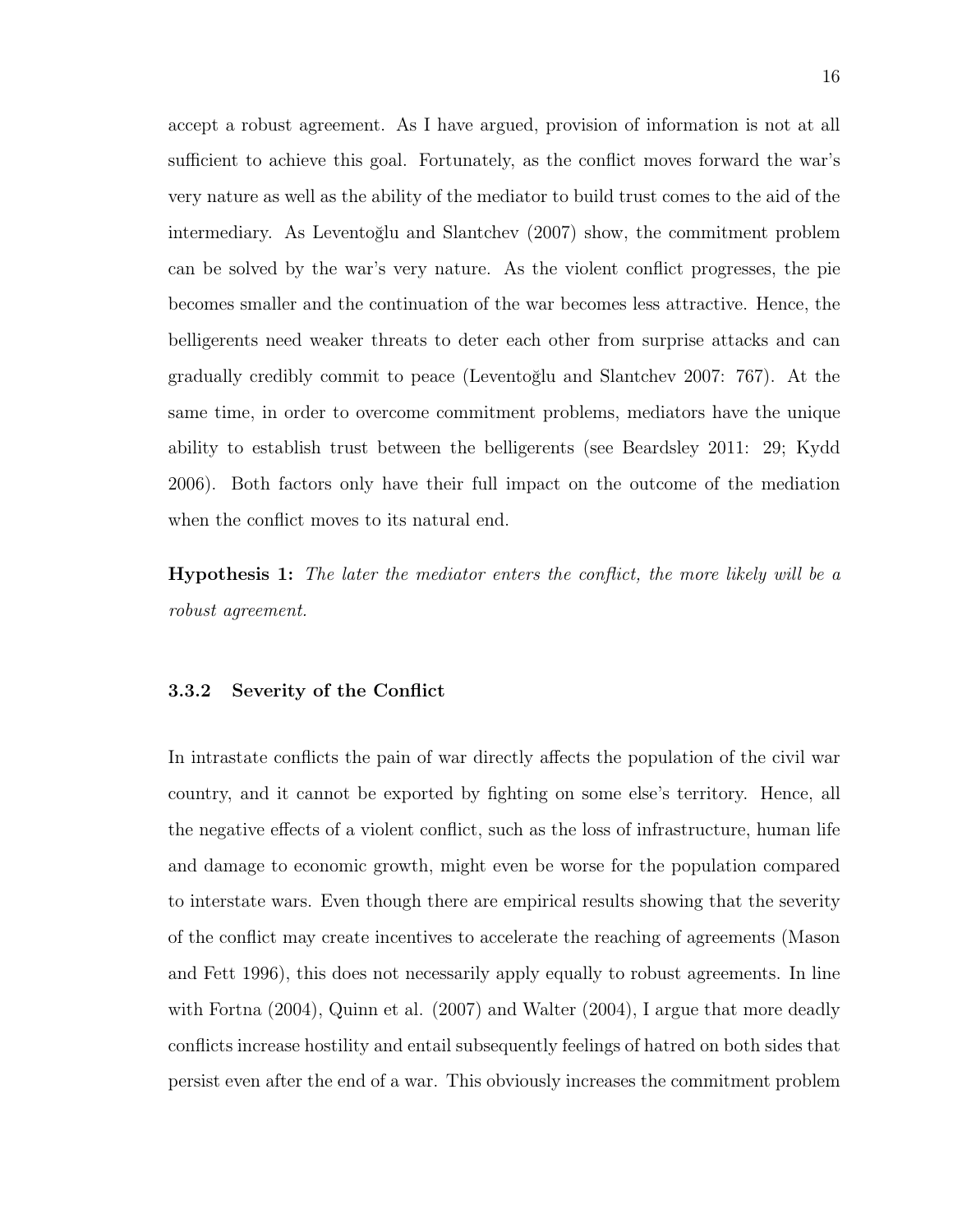accept a robust agreement. As I have argued, provision of information is not at all sufficient to achieve this goal. Fortunately, as the conflict moves forward the war's very nature as well as the ability of the mediator to build trust comes to the aid of the intermediary. As Leventoğlu and Slantchev (2007) show, the commitment problem can be solved by the war's very nature. As the violent conflict progresses, the pie becomes smaller and the continuation of the war becomes less attractive. Hence, the belligerents need weaker threats to deter each other from surprise attacks and can gradually credibly commit to peace (Leventoğlu and Slantchev 2007: 767). At the same time, in order to overcome commitment problems, mediators have the unique ability to establish trust between the belligerents (see Beardsley 2011: 29; Kydd 2006). Both factors only have their full impact on the outcome of the mediation when the conflict moves to its natural end.

**Hypothesis 1:** *The later the mediator enters the conflict, the more likely will be a robust agreement.*

### 3.3.2 Severity of the Conflict

In intrastate conflicts the pain of war directly affects the population of the civil war country, and it cannot be exported by fighting on some else's territory. Hence, all the negative effects of a violent conflict, such as the loss of infrastructure, human life and damage to economic growth, might even be worse for the population compared to interstate wars. Even though there are empirical results showing that the severity of the conflict may create incentives to accelerate the reaching of agreements (Mason and Fett 1996), this does not necessarily apply equally to robust agreements. In line with Fortna (2004), Quinn et al. (2007) and Walter (2004), I argue that more deadly conflicts increase hostility and entail subsequently feelings of hatred on both sides that persist even after the end of a war. This obviously increases the commitment problem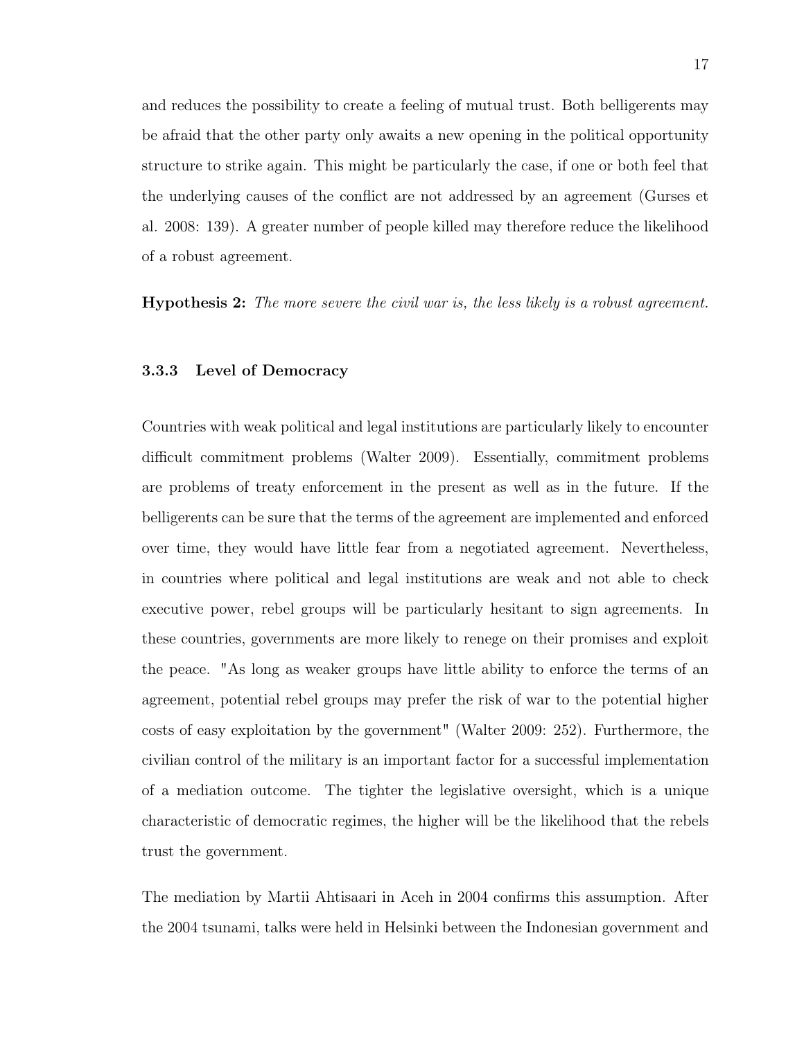and reduces the possibility to create a feeling of mutual trust. Both belligerents may be afraid that the other party only awaits a new opening in the political opportunity structure to strike again. This might be particularly the case, if one or both feel that the underlying causes of the conflict are not addressed by an agreement (Gurses et al. 2008: 139). A greater number of people killed may therefore reduce the likelihood of a robust agreement.

**Hypothesis 2:** *The more severe the civil war is, the less likely is a robust agreement.*

### 3.3.3 Level of Democracy

Countries with weak political and legal institutions are particularly likely to encounter difficult commitment problems (Walter 2009). Essentially, commitment problems are problems of treaty enforcement in the present as well as in the future. If the belligerents can be sure that the terms of the agreement are implemented and enforced over time, they would have little fear from a negotiated agreement. Nevertheless, in countries where political and legal institutions are weak and not able to check executive power, rebel groups will be particularly hesitant to sign agreements. In these countries, governments are more likely to renege on their promises and exploit the peace. "As long as weaker groups have little ability to enforce the terms of an agreement, potential rebel groups may prefer the risk of war to the potential higher costs of easy exploitation by the government" (Walter 2009: 252). Furthermore, the civilian control of the military is an important factor for a successful implementation of a mediation outcome. The tighter the legislative oversight, which is a unique characteristic of democratic regimes, the higher will be the likelihood that the rebels trust the government.

The mediation by Martii Ahtisaari in Aceh in 2004 confirms this assumption. After the 2004 tsunami, talks were held in Helsinki between the Indonesian government and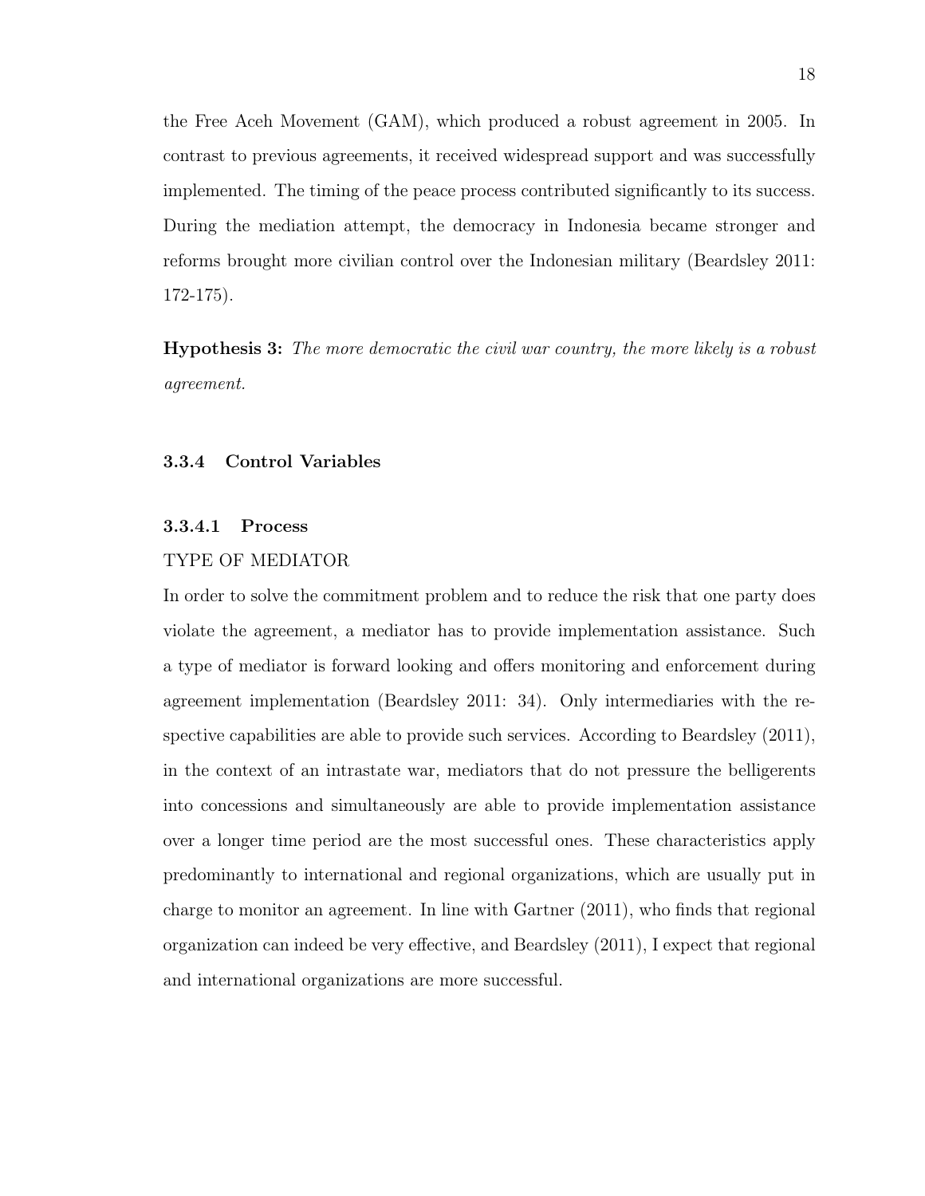the Free Aceh Movement (GAM), which produced a robust agreement in 2005. In contrast to previous agreements, it received widespread support and was successfully implemented. The timing of the peace process contributed significantly to its success. During the mediation attempt, the democracy in Indonesia became stronger and reforms brought more civilian control over the Indonesian military (Beardsley 2011: 172-175).

**Hypothesis 3:** *The more democratic the civil war country, the more likely is a robust agreement.*

### 3.3.4 Control Variables

#### 3.3.4.1 Process

TYPE OF MEDIATOR

In order to solve the commitment problem and to reduce the risk that one party does violate the agreement, a mediator has to provide implementation assistance. Such a type of mediator is forward looking and offers monitoring and enforcement during agreement implementation (Beardsley 2011: 34). Only intermediaries with the respective capabilities are able to provide such services. According to Beardsley (2011), in the context of an intrastate war, mediators that do not pressure the belligerents into concessions and simultaneously are able to provide implementation assistance over a longer time period are the most successful ones. These characteristics apply predominantly to international and regional organizations, which are usually put in charge to monitor an agreement. In line with Gartner (2011), who finds that regional organization can indeed be very effective, and Beardsley (2011), I expect that regional and international organizations are more successful.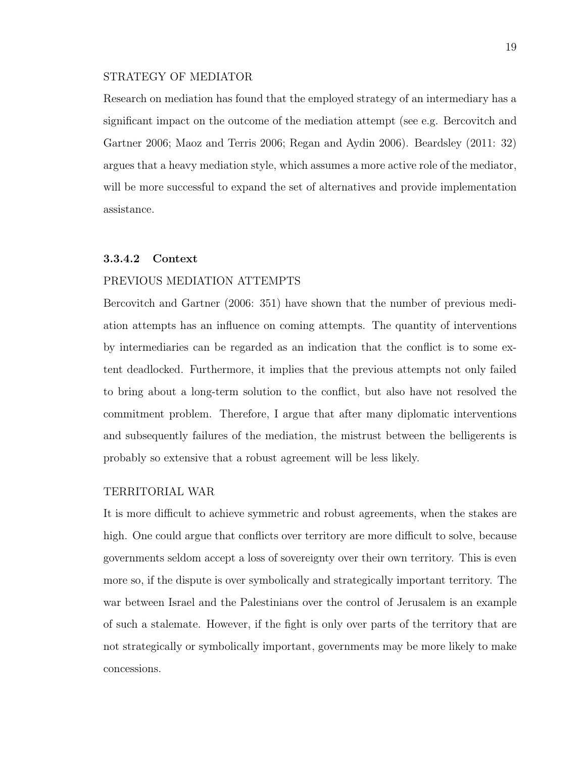STRATEGY OF MEDIATOR

Research on mediation has found that the employed strategy of an intermediary has a significant impact on the outcome of the mediation attempt (see e.g. Bercovitch and Gartner 2006; Maoz and Terris 2006; Regan and Aydin 2006). Beardsley (2011: 32) argues that a heavy mediation style, which assumes a more active role of the mediator, will be more successful to expand the set of alternatives and provide implementation assistance.

#### 3.3.4.2 Context

PREVIOUS MEDIATION ATTEMPTS

Bercovitch and Gartner (2006: 351) have shown that the number of previous mediation attempts has an influence on coming attempts. The quantity of interventions by intermediaries can be regarded as an indication that the conflict is to some extent deadlocked. Furthermore, it implies that the previous attempts not only failed to bring about a long-term solution to the conflict, but also have not resolved the commitment problem. Therefore, I argue that after many diplomatic interventions and subsequently failures of the mediation, the mistrust between the belligerents is probably so extensive that a robust agreement will be less likely.

TERRITORIAL WAR

It is more difficult to achieve symmetric and robust agreements, when the stakes are high. One could argue that conflicts over territory are more difficult to solve, because governments seldom accept a loss of sovereignty over their own territory. This is even more so, if the dispute is over symbolically and strategically important territory. The war between Israel and the Palestinians over the control of Jerusalem is an example of such a stalemate. However, if the fight is only over parts of the territory that are not strategically or symbolically important, governments may be more likely to make concessions.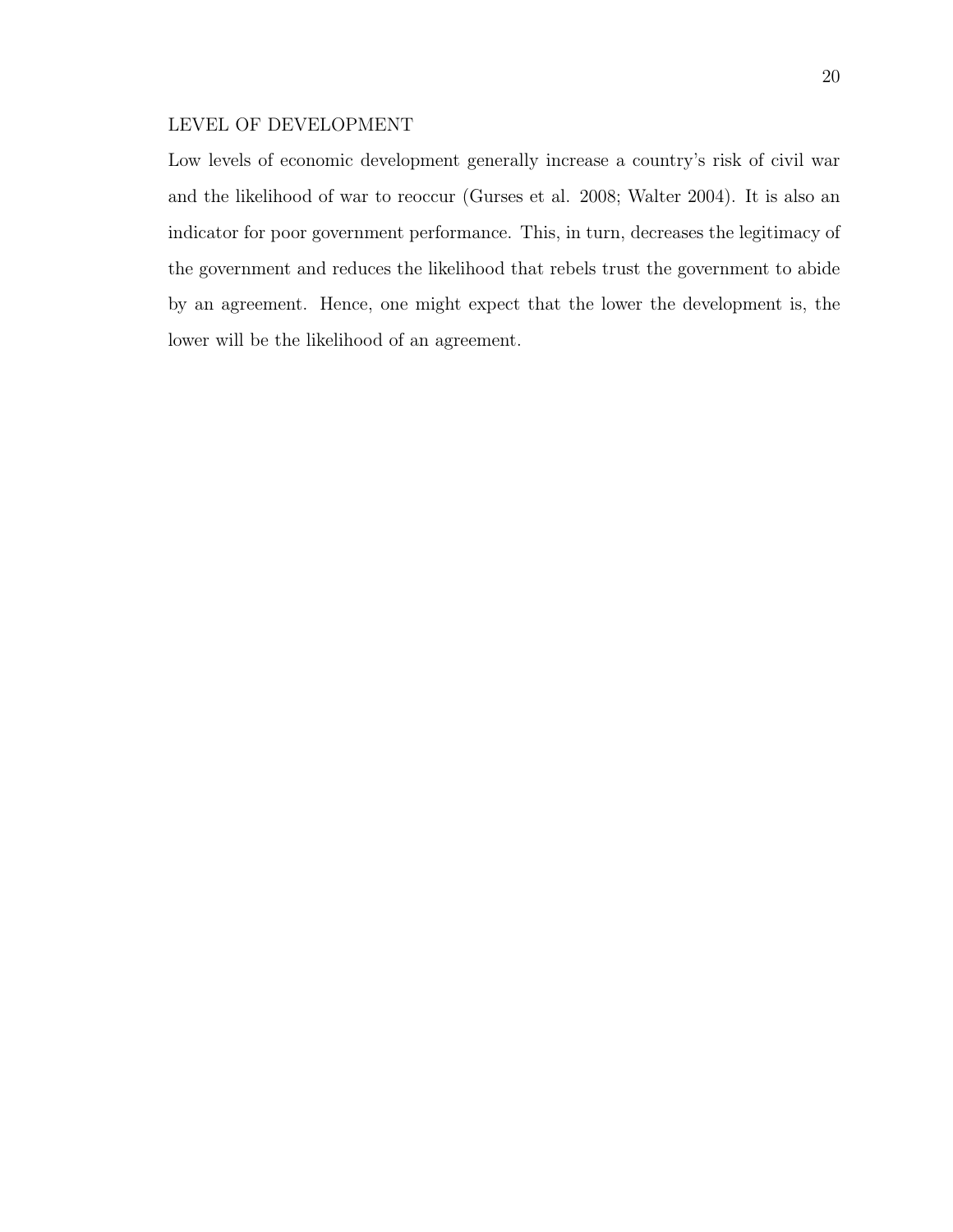### LEVEL OF DEVELOPMENT

Low levels of economic development generally increase a country's risk of civil war and the likelihood of war to reoccur (Gurses et al. 2008; Walter 2004). It is also an indicator for poor government performance. This, in turn, decreases the legitimacy of the government and reduces the likelihood that rebels trust the government to abide by an agreement. Hence, one might expect that the lower the development is, the lower will be the likelihood of an agreement.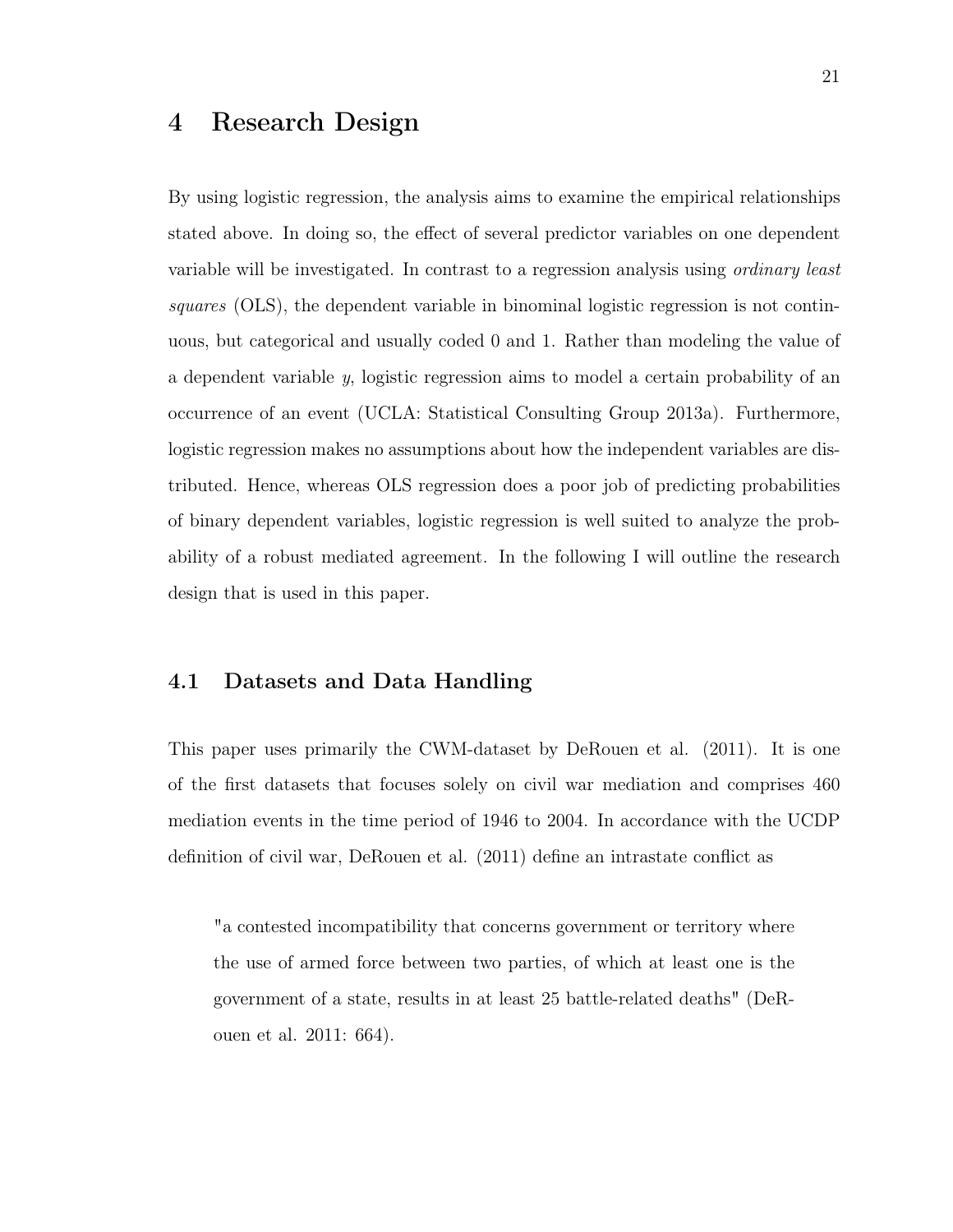# 4 Research Design

By using logistic regression, the analysis aims to examine the empirical relationships stated above. In doing so, the effect of several predictor variables on one dependent variable will be investigated. In contrast to a regression analysis using *ordinary least squares* (OLS), the dependent variable in binominal logistic regression is not continuous, but categorical and usually coded 0 and 1. Rather than modeling the value of a dependent variable $y$, logistic regression aims to model a certain probability of an occurrence of an event (UCLA: Statistical Consulting Group 2013a). Furthermore, logistic regression makes no assumptions about how the independent variables are distributed. Hence, whereas OLS regression does a poor job of predicting probabilities of binary dependent variables, logistic regression is well suited to analyze the probability of a robust mediated agreement. In the following I will outline the research design that is used in this paper.

## 4.1 Datasets and Data Handling

This paper uses primarily the CWM-dataset by DeRouen et al. (2011). It is one of the first datasets that focuses solely on civil war mediation and comprises 460 mediation events in the time period of 1946 to 2004. In accordance with the UCDP definition of civil war, DeRouen et al. (2011) define an intrastate conflict as

> "a contested incompatibility that concerns government or territory where the use of armed force between two parties, of which at least one is the government of a state, results in at least 25 battle-related deaths" (DeRouen et al. 2011: 664).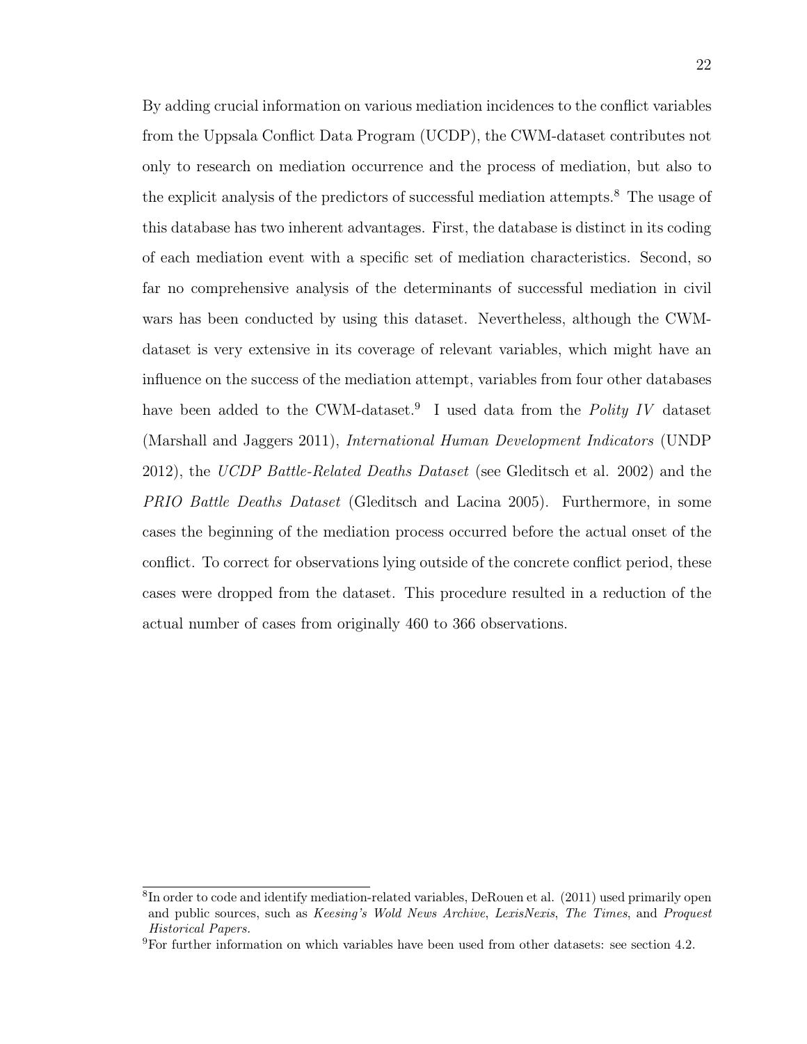By adding crucial information on various mediation incidences to the conflict variables from the Uppsala Conflict Data Program (UCDP), the CWM-dataset contributes not only to research on mediation occurrence and the process of mediation, but also to the explicit analysis of the predictors of successful mediation attempts.[8] The usage of this database has two inherent advantages. First, the database is distinct in its coding of each mediation event with a specific set of mediation characteristics. Second, so far no comprehensive analysis of the determinants of successful mediation in civil wars has been conducted by using this dataset. Nevertheless, although the CWM-dataset is very extensive in its coverage of relevant variables, which might have an influence on the success of the mediation attempt, variables from four other databases have been added to the CWM-dataset.[9] I used data from the *Polity IV* dataset (Marshall and Jaggers 2011), *International Human Development Indicators* (UNDP 2012), the *UCDP Battle-Related Deaths Dataset* (see Gleditsch et al. 2002) and the *PRIO Battle Deaths Dataset* (Gleditsch and Lacina 2005). Furthermore, in some cases the beginning of the mediation process occurred before the actual onset of the conflict. To correct for observations lying outside of the concrete conflict period, these cases were dropped from the dataset. This procedure resulted in a reduction of the actual number of cases from originally 460 to 366 observations.

[8] In order to code and identify mediation-related variables, DeRouen et al. (2011) used primarily open and public sources, such as *Keesing's Wold News Archive*, *LexisNexis*, *The Times*, and *Proquest Historical Papers.*

[9] For further information on which variables have been used from other datasets: see section 4.2.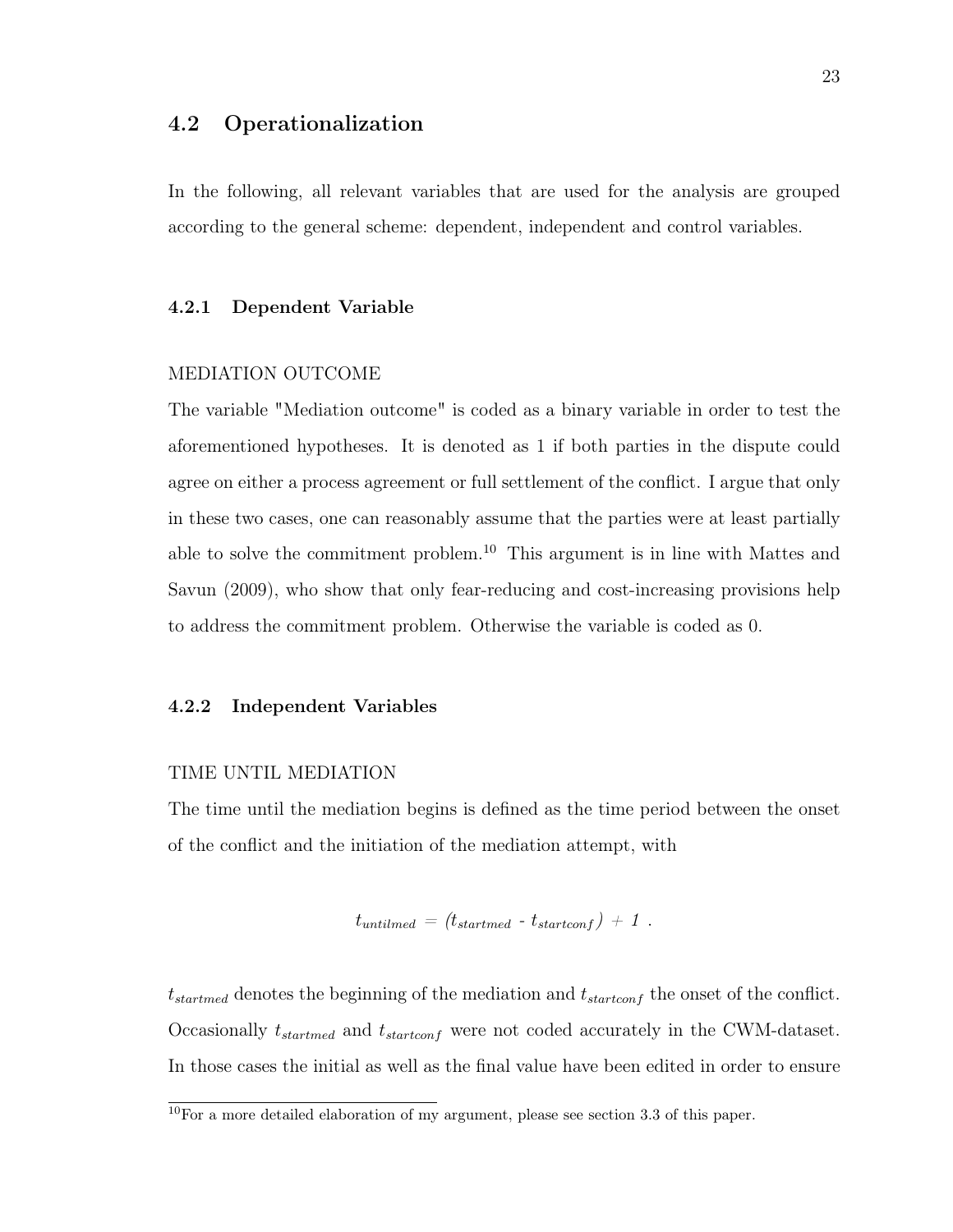## 4.2 Operationalization

In the following, all relevant variables that are used for the analysis are grouped according to the general scheme: dependent, independent and control variables.

### 4.2.1 Dependent Variable

MEDIATION OUTCOME

The variable "Mediation outcome" is coded as a binary variable in order to test the aforementioned hypotheses. It is denoted as 1 if both parties in the dispute could agree on either a process agreement or full settlement of the conflict. I argue that only in these two cases, one can reasonably assume that the parties were at least partially able to solve the commitment problem.[10] This argument is in line with Mattes and Savun (2009), who show that only fear-reducing and cost-increasing provisions help to address the commitment problem. Otherwise the variable is coded as 0.

### 4.2.2 Independent Variables

TIME UNTIL MEDIATION

The time until the mediation begins is defined as the time period between the onset of the conflict and the initiation of the mediation attempt, with

$$t_{untilmed} = (t_{startmed} - t_{startconf}) + 1 \ .$$

$t_{startmed}$ denotes the beginning of the mediation and $t_{startconf}$ the onset of the conflict. Occasionally $t_{startmed}$ and $t_{startconf}$ were not coded accurately in the CWM-dataset. In those cases the initial as well as the final value have been edited in order to ensure

[10] For a more detailed elaboration of my argument, please see section 3.3 of this paper.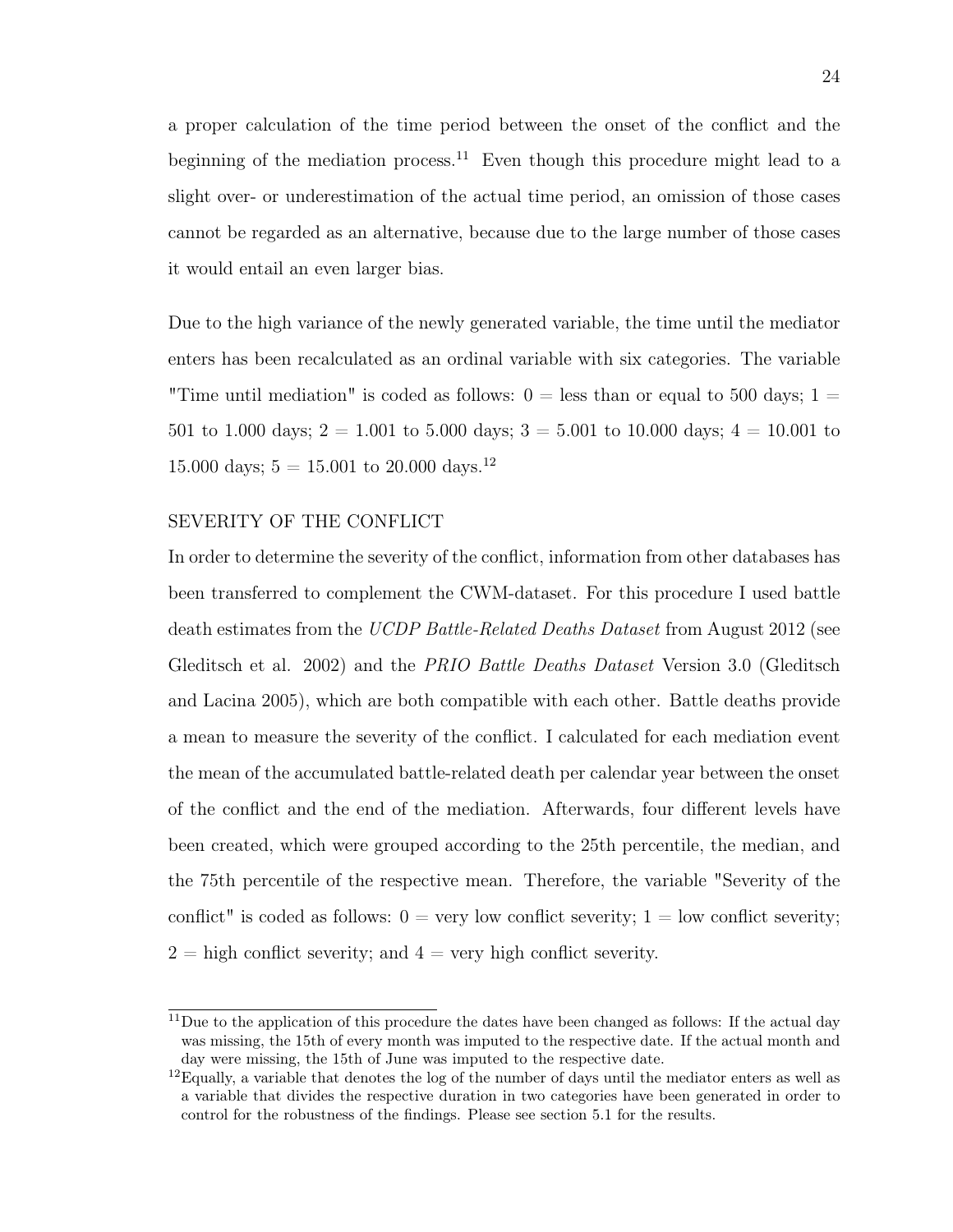a proper calculation of the time period between the onset of the conflict and the beginning of the mediation process.[11] Even though this procedure might lead to a slight over- or underestimation of the actual time period, an omission of those cases cannot be regarded as an alternative, because due to the large number of those cases it would entail an even larger bias.

Due to the high variance of the newly generated variable, the time until the mediator enters has been recalculated as an ordinal variable with six categories. The variable "Time until mediation" is coded as follows: 0 = less than or equal to 500 days; 1 = 501 to 1.000 days; 2 = 1.001 to 5.000 days; 3 = 5.001 to 10.000 days; 4 = 10.001 to 15.000 days; 5 = 15.001 to 20.000 days.[12]

### SEVERITY OF THE CONFLICT

In order to determine the severity of the conflict, information from other databases has been transferred to complement the CWM-dataset. For this procedure I used battle death estimates from the *UCDP Battle-Related Deaths Dataset* from August 2012 (see Gleditsch et al. 2002) and the *PRIO Battle Deaths Dataset* Version 3.0 (Gleditsch and Lacina 2005), which are both compatible with each other. Battle deaths provide a mean to measure the severity of the conflict. I calculated for each mediation event the mean of the accumulated battle-related death per calendar year between the onset of the conflict and the end of the mediation. Afterwards, four different levels have been created, which were grouped according to the 25th percentile, the median, and the 75th percentile of the respective mean. Therefore, the variable "Severity of the conflict" is coded as follows: 0 = very low conflict severity; 1 = low conflict severity; 2 = high conflict severity; and 4 = very high conflict severity.

---

[11] Due to the application of this procedure the dates have been changed as follows: If the actual day was missing, the 15th of every month was imputed to the respective date. If the actual month and day were missing, the 15th of June was imputed to the respective date.

[12] Equally, a variable that denotes the log of the number of days until the mediator enters as well as a variable that divides the respective duration in two categories have been generated in order to control for the robustness of the findings. Please see section 5.1 for the results.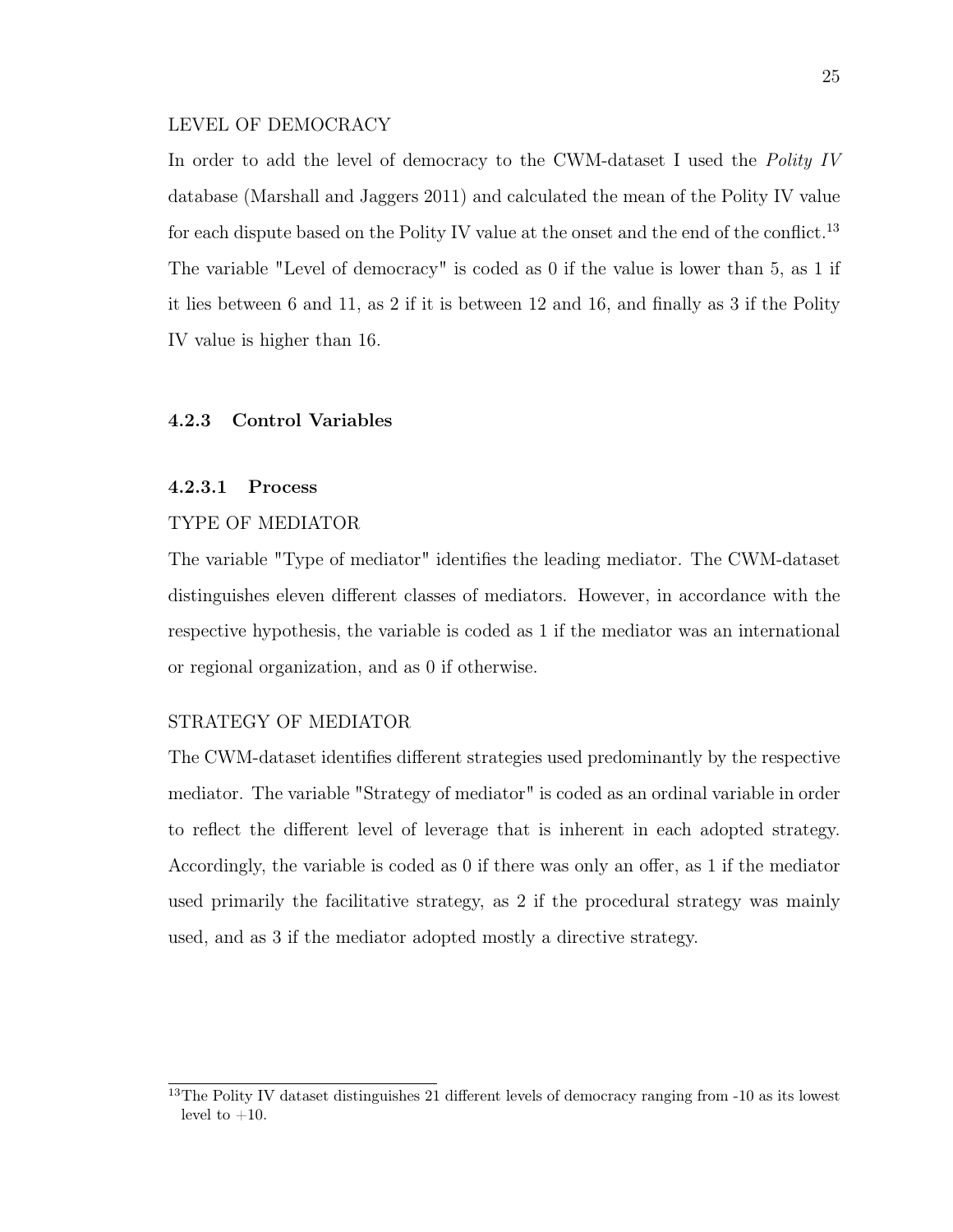LEVEL OF DEMOCRACY

In order to add the level of democracy to the CWM-dataset I used the *Polity IV* database (Marshall and Jaggers 2011) and calculated the mean of the Polity IV value for each dispute based on the Polity IV value at the onset and the end of the conflict.[13] The variable "Level of democracy" is coded as 0 if the value is lower than 5, as 1 if it lies between 6 and 11, as 2 if it is between 12 and 16, and finally as 3 if the Polity IV value is higher than 16.

### 4.2.3 Control Variables

#### 4.2.3.1 Process

TYPE OF MEDIATOR

The variable "Type of mediator" identifies the leading mediator. The CWM-dataset distinguishes eleven different classes of mediators. However, in accordance with the respective hypothesis, the variable is coded as 1 if the mediator was an international or regional organization, and as 0 if otherwise.

STRATEGY OF MEDIATOR

The CWM-dataset identifies different strategies used predominantly by the respective mediator. The variable "Strategy of mediator" is coded as an ordinal variable in order to reflect the different level of leverage that is inherent in each adopted strategy. Accordingly, the variable is coded as 0 if there was only an offer, as 1 if the mediator used primarily the facilitative strategy, as 2 if the procedural strategy was mainly used, and as 3 if the mediator adopted mostly a directive strategy.

[13] The Polity IV dataset distinguishes 21 different levels of democracy ranging from -10 as its lowest level to +10.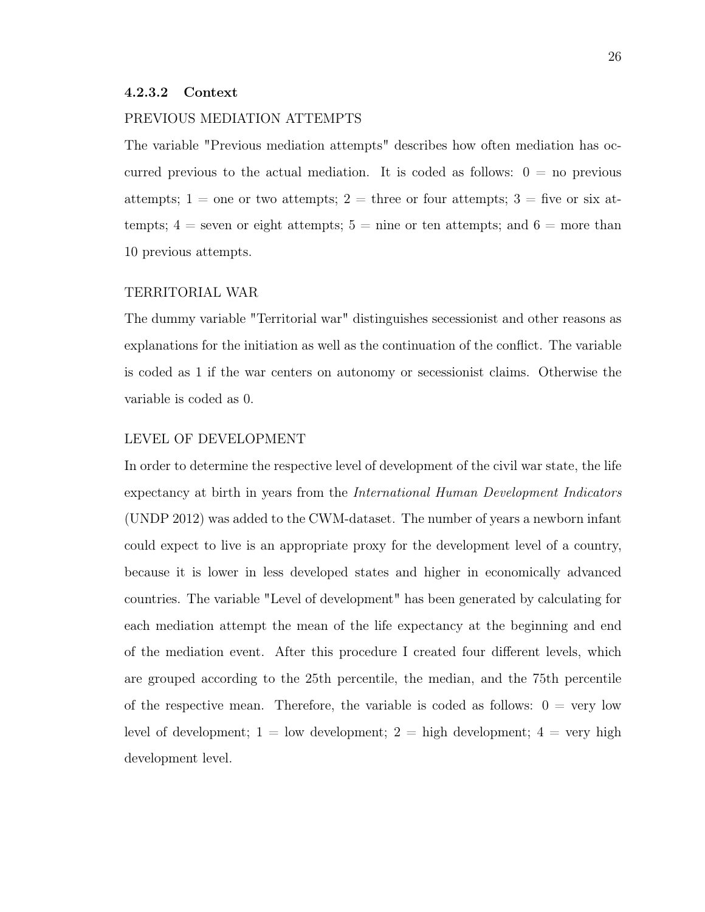#### 4.2.3.2 Context

PREVIOUS MEDIATION ATTEMPTS

The variable "Previous mediation attempts" describes how often mediation has occurred previous to the actual mediation. It is coded as follows: 0 = no previous attempts; 1 = one or two attempts; 2 = three or four attempts; 3 = five or six attempts; 4 = seven or eight attempts; 5 = nine or ten attempts; and 6 = more than 10 previous attempts.

TERRITORIAL WAR

The dummy variable "Territorial war" distinguishes secessionist and other reasons as explanations for the initiation as well as the continuation of the conflict. The variable is coded as 1 if the war centers on autonomy or secessionist claims. Otherwise the variable is coded as 0.

LEVEL OF DEVELOPMENT

In order to determine the respective level of development of the civil war state, the life expectancy at birth in years from the *International Human Development Indicators* (UNDP 2012) was added to the CWM-dataset. The number of years a newborn infant could expect to live is an appropriate proxy for the development level of a country, because it is lower in less developed states and higher in economically advanced countries. The variable "Level of development" has been generated by calculating for each mediation attempt the mean of the life expectancy at the beginning and end of the mediation event. After this procedure I created four different levels, which are grouped according to the 25th percentile, the median, and the 75th percentile of the respective mean. Therefore, the variable is coded as follows: 0 = very low level of development; 1 = low development; 2 = high development; 4 = very high development level.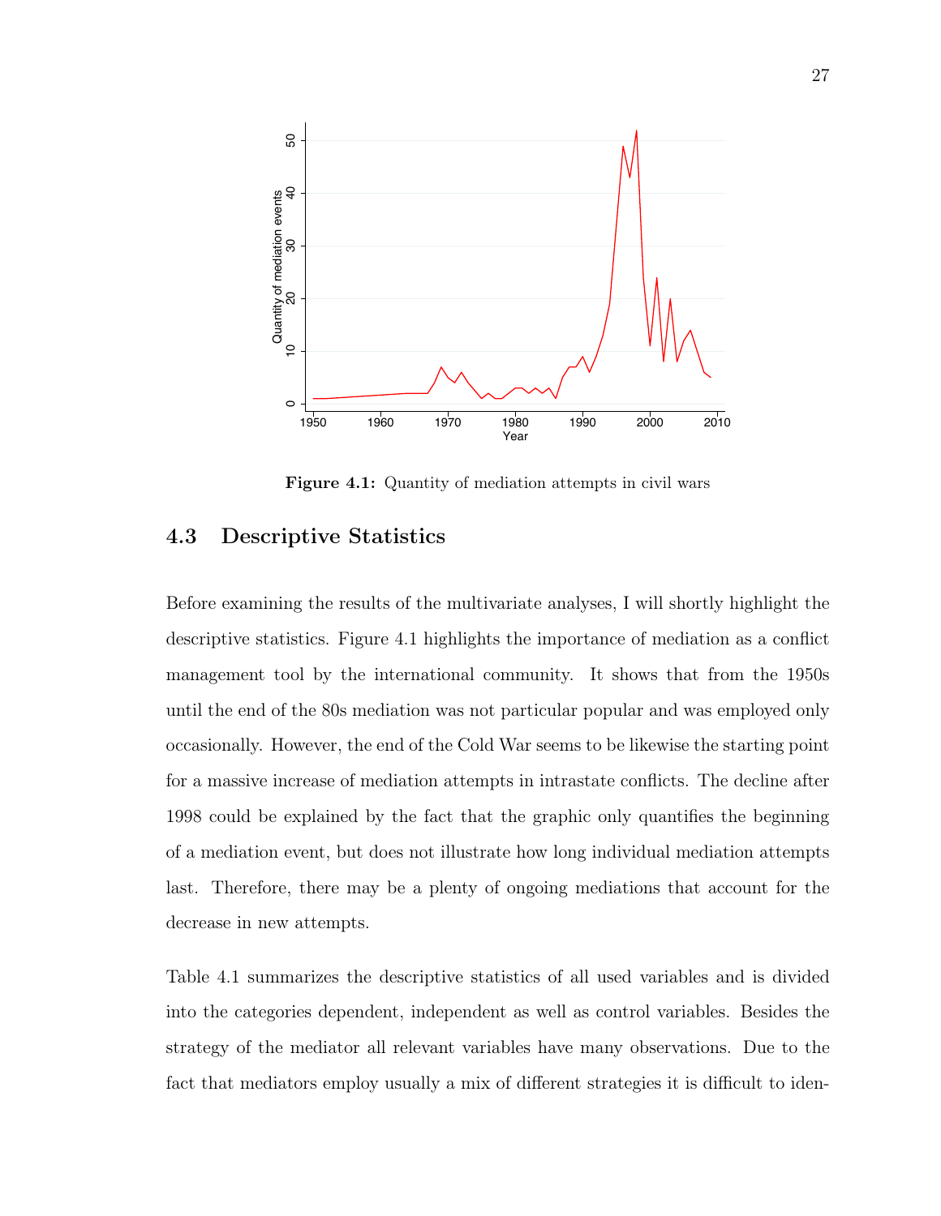Figure 4.1: Quantity of mediation attempts in civil wars

## 4.3 Descriptive Statistics

Before examining the results of the multivariate analyses, I will shortly highlight the descriptive statistics. Figure 4.1 highlights the importance of mediation as a conflict management tool by the international community. It shows that from the 1950s until the end of the 80s mediation was not particular popular and was employed only occasionally. However, the end of the Cold War seems to be likewise the starting point for a massive increase of mediation attempts in intrastate conflicts. The decline after 1998 could be explained by the fact that the graphic only quantifies the beginning of a mediation event, but does not illustrate how long individual mediation attempts last. Therefore, there may be a plenty of ongoing mediations that account for the decrease in new attempts.

Table 4.1 summarizes the descriptive statistics of all used variables and is divided into the categories dependent, independent as well as control variables. Besides the strategy of the mediator all relevant variables have many observations. Due to the fact that mediators employ usually a mix of different strategies it is difficult to iden-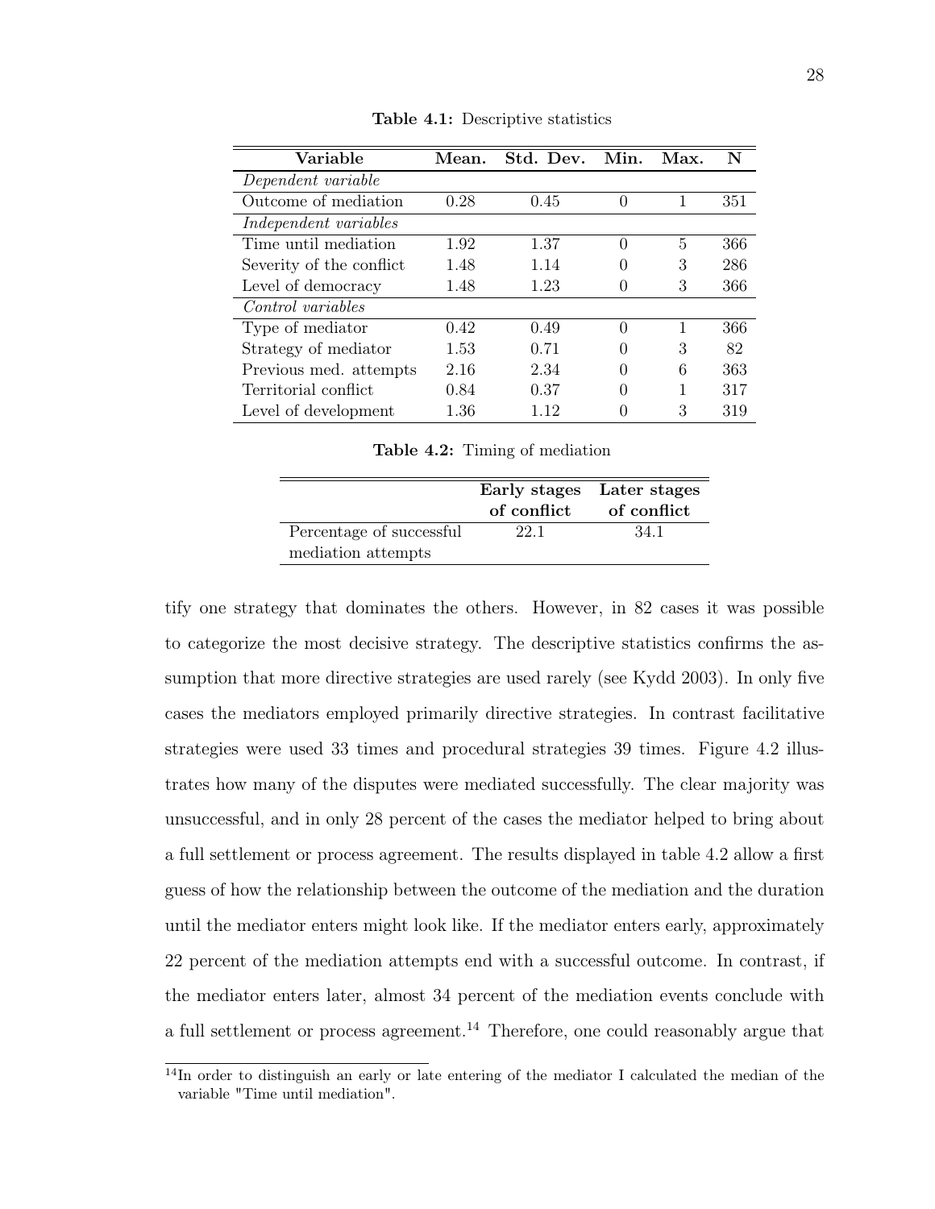**Table 4.1:** Descriptive statistics

| Variable | Mean. | Std. Dev. | Min. | Max. | N |
|---|---|---|---|---|---|
| *Dependent variable* | | | | | |
| Outcome of mediation | 0.28 | 0.45 | 0 | 1 | 351 |
| *Independent variables* | | | | | |
| Time until mediation | 1.92 | 1.37 | 0 | 5 | 366 |
| Severity of the conflict | 1.48 | 1.14 | 0 | 3 | 286 |
| Level of democracy | 1.48 | 1.23 | 0 | 3 | 366 |
| *Control variables* | | | | | |
| Type of mediator | 0.42 | 0.49 | 0 | 1 | 366 |
| Strategy of mediator | 1.53 | 0.71 | 0 | 3 | 82 |
| Previous med. attempts | 2.16 | 2.34 | 0 | 6 | 363 |
| Territorial conflict | 0.84 | 0.37 | 0 | 1 | 317 |
| Level of development | 1.36 | 1.12 | 0 | 3 | 319 |

**Table 4.2:** Timing of mediation

| | Early stages of conflict | Later stages of conflict |
|---|---|---|
| Percentage of successful mediation attempts | 22.1 | 34.1 |

tify one strategy that dominates the others. However, in 82 cases it was possible to categorize the most decisive strategy. The descriptive statistics confirms the assumption that more directive strategies are used rarely (see Kydd 2003). In only five cases the mediators employed primarily directive strategies. In contrast facilitative strategies were used 33 times and procedural strategies 39 times. Figure 4.2 illustrates how many of the disputes were mediated successfully. The clear majority was unsuccessful, and in only 28 percent of the cases the mediator helped to bring about a full settlement or process agreement. The results displayed in table 4.2 allow a first guess of how the relationship between the outcome of the mediation and the duration until the mediator enters might look like. If the mediator enters early, approximately 22 percent of the mediation attempts end with a successful outcome. In contrast, if the mediator enters later, almost 34 percent of the mediation events conclude with a full settlement or process agreement.[14] Therefore, one could reasonably argue that

[14] In order to distinguish an early or late entering of the mediator I calculated the median of the variable "Time until mediation".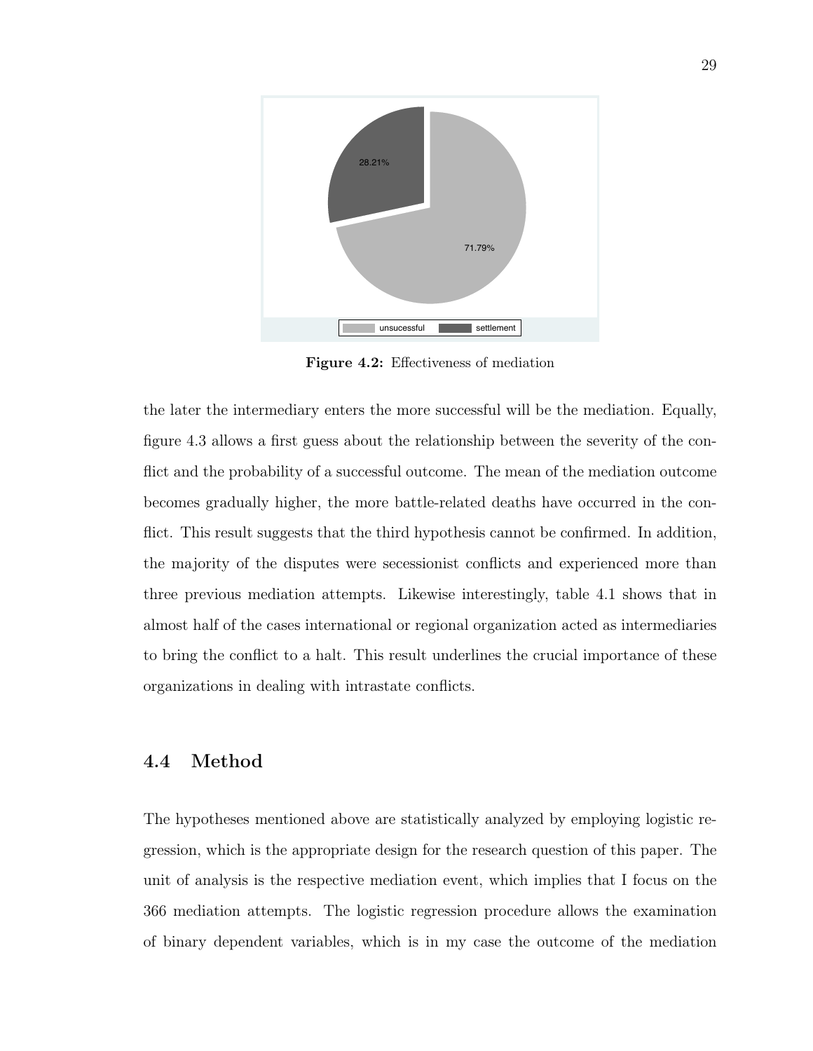**Figure 4.2:** Effectiveness of mediation

the later the intermediary enters the more successful will be the mediation. Equally, figure 4.3 allows a first guess about the relationship between the severity of the conflict and the probability of a successful outcome. The mean of the mediation outcome becomes gradually higher, the more battle-related deaths have occurred in the conflict. This result suggests that the third hypothesis cannot be confirmed. In addition, the majority of the disputes were secessionist conflicts and experienced more than three previous mediation attempts. Likewise interestingly, table 4.1 shows that in almost half of the cases international or regional organization acted as intermediaries to bring the conflict to a halt. This result underlines the crucial importance of these organizations in dealing with intrastate conflicts.

## 4.4 Method

The hypotheses mentioned above are statistically analyzed by employing logistic regression, which is the appropriate design for the research question of this paper. The unit of analysis is the respective mediation event, which implies that I focus on the 366 mediation attempts. The logistic regression procedure allows the examination of binary dependent variables, which is in my case the outcome of the mediation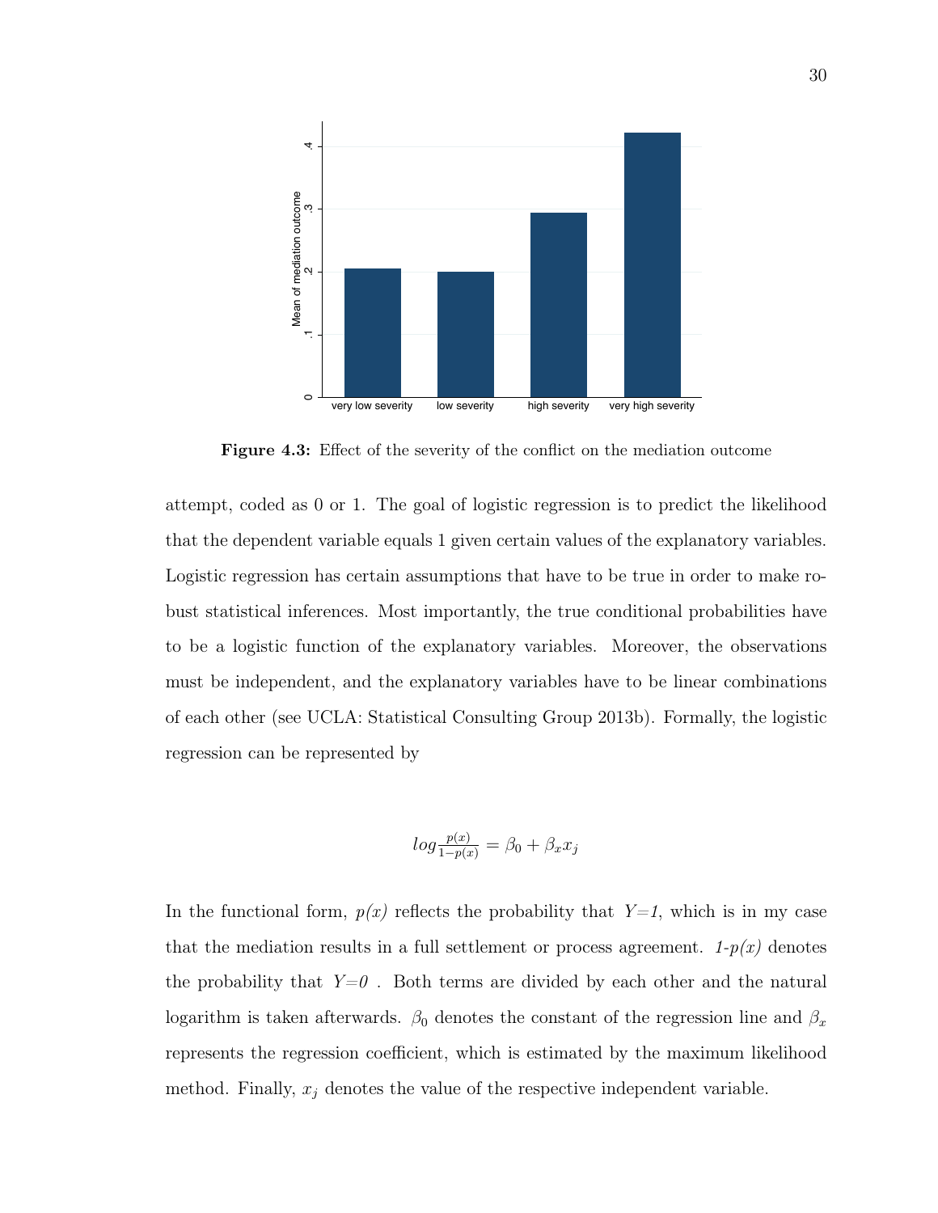**Figure 4.3:** Effect of the severity of the conflict on the mediation outcome

attempt, coded as 0 or 1. The goal of logistic regression is to predict the likelihood that the dependent variable equals 1 given certain values of the explanatory variables. Logistic regression has certain assumptions that have to be true in order to make robust statistical inferences. Most importantly, the true conditional probabilities have to be a logistic function of the explanatory variables. Moreover, the observations must be independent, and the explanatory variables have to be linear combinations of each other (see UCLA: Statistical Consulting Group 2013b). Formally, the logistic regression can be represented by

$$log\frac{p(x)}{1-p(x)} = \beta_0 + \beta_x x_j$$

In the functional form, $p(x)$ reflects the probability that $Y{=}1$, which is in my case that the mediation results in a full settlement or process agreement. $1\text{-}p(x)$ denotes the probability that $Y{=}0$ . Both terms are divided by each other and the natural logarithm is taken afterwards. $\beta_0$ denotes the constant of the regression line and $\beta_x$ represents the regression coefficient, which is estimated by the maximum likelihood method. Finally, $x_j$ denotes the value of the respective independent variable.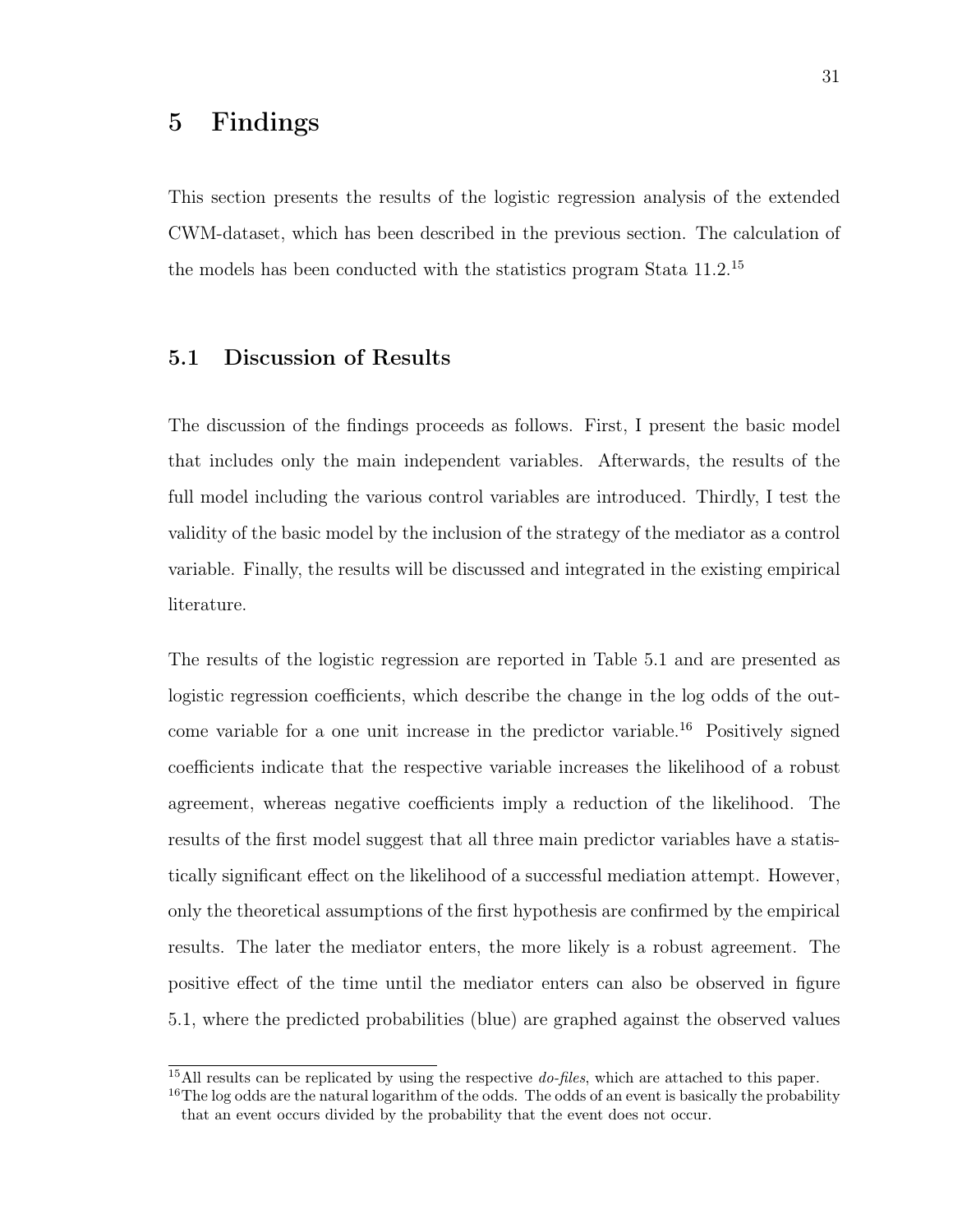# 5 Findings

This section presents the results of the logistic regression analysis of the extended CWM-dataset, which has been described in the previous section. The calculation of the models has been conducted with the statistics program Stata 11.2.[15]

## 5.1 Discussion of Results

The discussion of the findings proceeds as follows. First, I present the basic model that includes only the main independent variables. Afterwards, the results of the full model including the various control variables are introduced. Thirdly, I test the validity of the basic model by the inclusion of the strategy of the mediator as a control variable. Finally, the results will be discussed and integrated in the existing empirical literature.

The results of the logistic regression are reported in Table 5.1 and are presented as logistic regression coefficients, which describe the change in the log odds of the outcome variable for a one unit increase in the predictor variable.[16] Positively signed coefficients indicate that the respective variable increases the likelihood of a robust agreement, whereas negative coefficients imply a reduction of the likelihood. The results of the first model suggest that all three main predictor variables have a statistically significant effect on the likelihood of a successful mediation attempt. However, only the theoretical assumptions of the first hypothesis are confirmed by the empirical results. The later the mediator enters, the more likely is a robust agreement. The positive effect of the time until the mediator enters can also be observed in figure 5.1, where the predicted probabilities (blue) are graphed against the observed values

[15] All results can be replicated by using the respective *do-files*, which are attached to this paper.

[16] The log odds are the natural logarithm of the odds. The odds of an event is basically the probability that an event occurs divided by the probability that the event does not occur.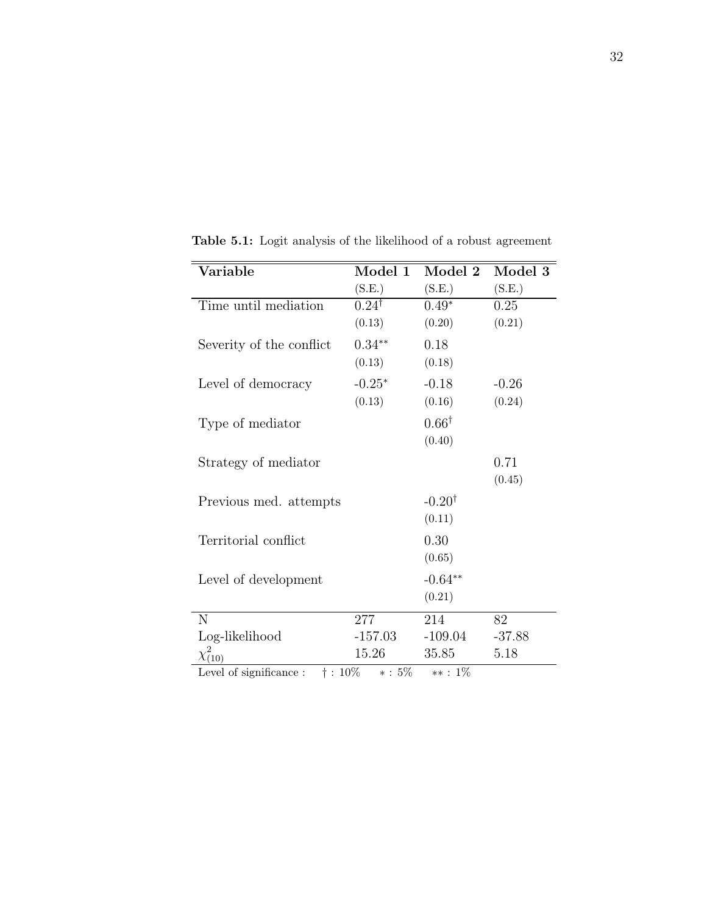**Table 5.1:** Logit analysis of the likelihood of a robust agreement

| Variable | Model 1 | Model 2 | Model 3 |
|---|---|---|---|
| | (S.E.) | (S.E.) | (S.E.) |
| Time until mediation | $0.24^{\dagger}$ | $0.49^{*}$ | 0.25 |
| | (0.13) | (0.20) | (0.21) |
| Severity of the conflict | $0.34^{**}$ | 0.18 | |
| | (0.13) | (0.18) | |
| Level of democracy | $-0.25^{*}$ | -0.18 | -0.26 |
| | (0.13) | (0.16) | (0.24) |
| Type of mediator | | $0.66^{\dagger}$ | |
| | | (0.40) | |
| Strategy of mediator | | | 0.71 |
| | | | (0.45) |
| Previous med. attempts | | $-0.20^{\dagger}$ | |
| | | (0.11) | |
| Territorial conflict | | 0.30 | |
| | | (0.65) | |
| Level of development | | $-0.64^{**}$ | |
| | | (0.21) | |
| N | 277 | 214 | 82 |
| Log-likelihood | -157.03 | -109.04 | -37.88 |
| $\chi^2_{(10)}$ | 15.26 | 35.85 | 5.18 |

Level of significance : $\dagger$ : 10% $*$ : 5% $**$ : 1%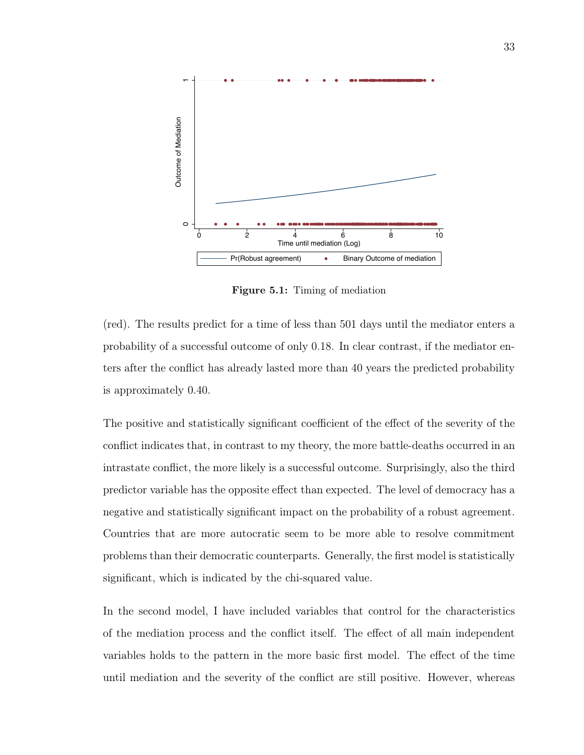**Figure 5.1:** Timing of mediation

(red). The results predict for a time of less than 501 days until the mediator enters a probability of a successful outcome of only 0.18. In clear contrast, if the mediator enters after the conflict has already lasted more than 40 years the predicted probability is approximately 0.40.

The positive and statistically significant coefficient of the effect of the severity of the conflict indicates that, in contrast to my theory, the more battle-deaths occurred in an intrastate conflict, the more likely is a successful outcome. Surprisingly, also the third predictor variable has the opposite effect than expected. The level of democracy has a negative and statistically significant impact on the probability of a robust agreement. Countries that are more autocratic seem to be more able to resolve commitment problems than their democratic counterparts. Generally, the first model is statistically significant, which is indicated by the chi-squared value.

In the second model, I have included variables that control for the characteristics of the mediation process and the conflict itself. The effect of all main independent variables holds to the pattern in the more basic first model. The effect of the time until mediation and the severity of the conflict are still positive. However, whereas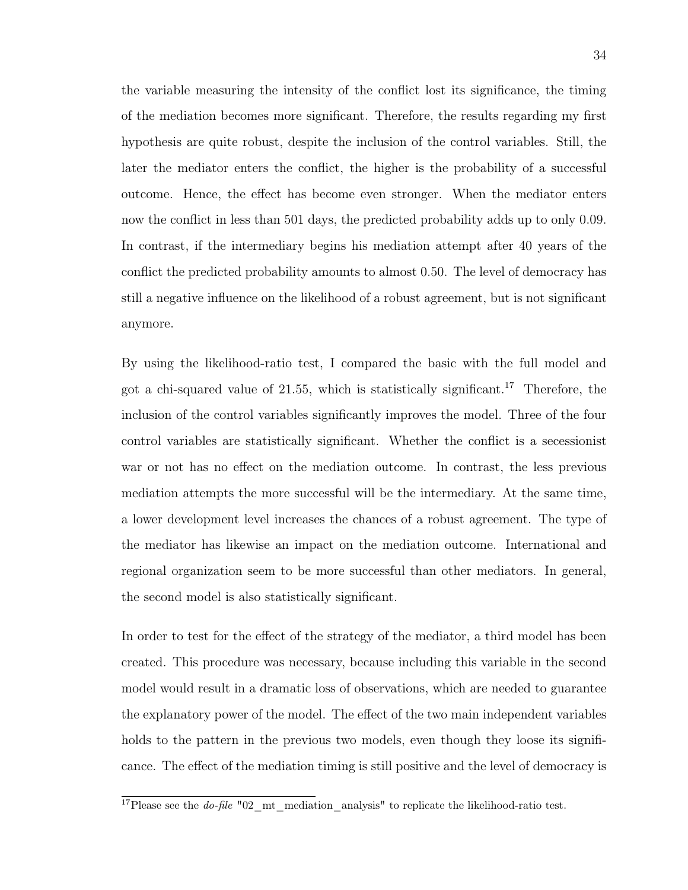the variable measuring the intensity of the conflict lost its significance, the timing of the mediation becomes more significant. Therefore, the results regarding my first hypothesis are quite robust, despite the inclusion of the control variables. Still, the later the mediator enters the conflict, the higher is the probability of a successful outcome. Hence, the effect has become even stronger. When the mediator enters now the conflict in less than 501 days, the predicted probability adds up to only 0.09. In contrast, if the intermediary begins his mediation attempt after 40 years of the conflict the predicted probability amounts to almost 0.50. The level of democracy has still a negative influence on the likelihood of a robust agreement, but is not significant anymore.

By using the likelihood-ratio test, I compared the basic with the full model and got a chi-squared value of 21.55, which is statistically significant.[17] Therefore, the inclusion of the control variables significantly improves the model. Three of the four control variables are statistically significant. Whether the conflict is a secessionist war or not has no effect on the mediation outcome. In contrast, the less previous mediation attempts the more successful will be the intermediary. At the same time, a lower development level increases the chances of a robust agreement. The type of the mediator has likewise an impact on the mediation outcome. International and regional organization seem to be more successful than other mediators. In general, the second model is also statistically significant.

In order to test for the effect of the strategy of the mediator, a third model has been created. This procedure was necessary, because including this variable in the second model would result in a dramatic loss of observations, which are needed to guarantee the explanatory power of the model. The effect of the two main independent variables holds to the pattern in the previous two models, even though they loose its significance. The effect of the mediation timing is still positive and the level of democracy is

[17]Please see the *do-file* "02_mt_mediation_analysis" to replicate the likelihood-ratio test.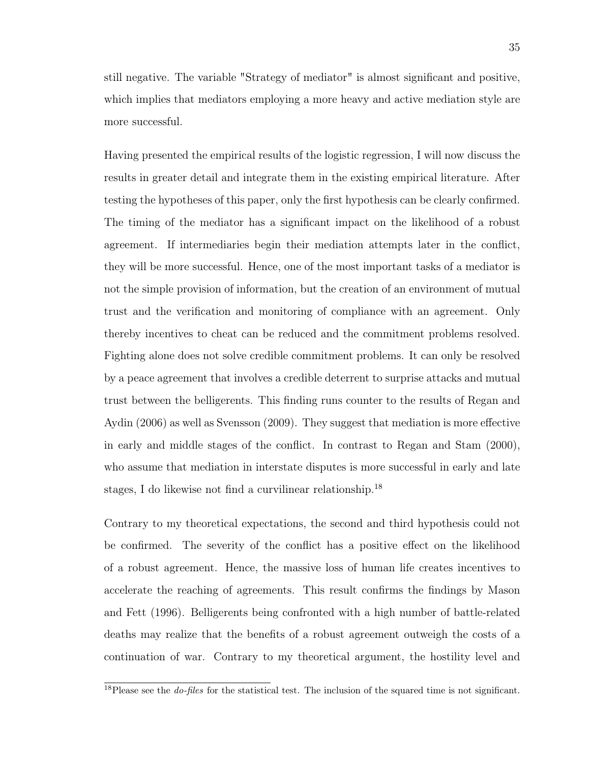still negative. The variable "Strategy of mediator" is almost significant and positive, which implies that mediators employing a more heavy and active mediation style are more successful.

Having presented the empirical results of the logistic regression, I will now discuss the results in greater detail and integrate them in the existing empirical literature. After testing the hypotheses of this paper, only the first hypothesis can be clearly confirmed. The timing of the mediator has a significant impact on the likelihood of a robust agreement. If intermediaries begin their mediation attempts later in the conflict, they will be more successful. Hence, one of the most important tasks of a mediator is not the simple provision of information, but the creation of an environment of mutual trust and the verification and monitoring of compliance with an agreement. Only thereby incentives to cheat can be reduced and the commitment problems resolved. Fighting alone does not solve credible commitment problems. It can only be resolved by a peace agreement that involves a credible deterrent to surprise attacks and mutual trust between the belligerents. This finding runs counter to the results of Regan and Aydin (2006) as well as Svensson (2009). They suggest that mediation is more effective in early and middle stages of the conflict. In contrast to Regan and Stam (2000), who assume that mediation in interstate disputes is more successful in early and late stages, I do likewise not find a curvilinear relationship.[18]

Contrary to my theoretical expectations, the second and third hypothesis could not be confirmed. The severity of the conflict has a positive effect on the likelihood of a robust agreement. Hence, the massive loss of human life creates incentives to accelerate the reaching of agreements. This result confirms the findings by Mason and Fett (1996). Belligerents being confronted with a high number of battle-related deaths may realize that the benefits of a robust agreement outweigh the costs of a continuation of war. Contrary to my theoretical argument, the hostility level and

[18] Please see the *do-files* for the statistical test. The inclusion of the squared time is not significant.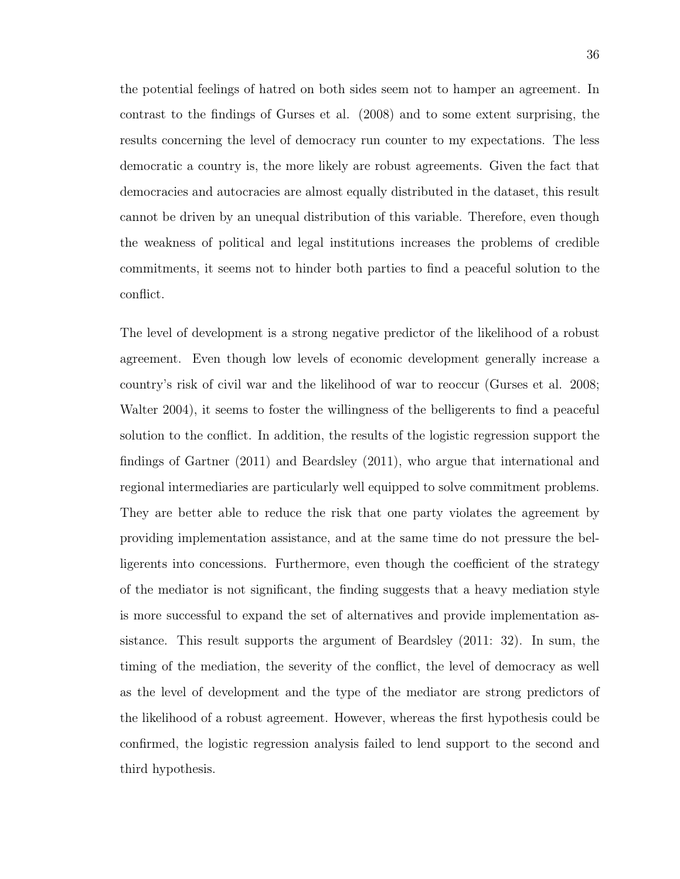the potential feelings of hatred on both sides seem not to hamper an agreement. In contrast to the findings of Gurses et al. (2008) and to some extent surprising, the results concerning the level of democracy run counter to my expectations. The less democratic a country is, the more likely are robust agreements. Given the fact that democracies and autocracies are almost equally distributed in the dataset, this result cannot be driven by an unequal distribution of this variable. Therefore, even though the weakness of political and legal institutions increases the problems of credible commitments, it seems not to hinder both parties to find a peaceful solution to the conflict.

The level of development is a strong negative predictor of the likelihood of a robust agreement. Even though low levels of economic development generally increase a country's risk of civil war and the likelihood of war to reoccur (Gurses et al. 2008; Walter 2004), it seems to foster the willingness of the belligerents to find a peaceful solution to the conflict. In addition, the results of the logistic regression support the findings of Gartner (2011) and Beardsley (2011), who argue that international and regional intermediaries are particularly well equipped to solve commitment problems. They are better able to reduce the risk that one party violates the agreement by providing implementation assistance, and at the same time do not pressure the belligerents into concessions. Furthermore, even though the coefficient of the strategy of the mediator is not significant, the finding suggests that a heavy mediation style is more successful to expand the set of alternatives and provide implementation assistance. This result supports the argument of Beardsley (2011: 32). In sum, the timing of the mediation, the severity of the conflict, the level of democracy as well as the level of development and the type of the mediator are strong predictors of the likelihood of a robust agreement. However, whereas the first hypothesis could be confirmed, the logistic regression analysis failed to lend support to the second and third hypothesis.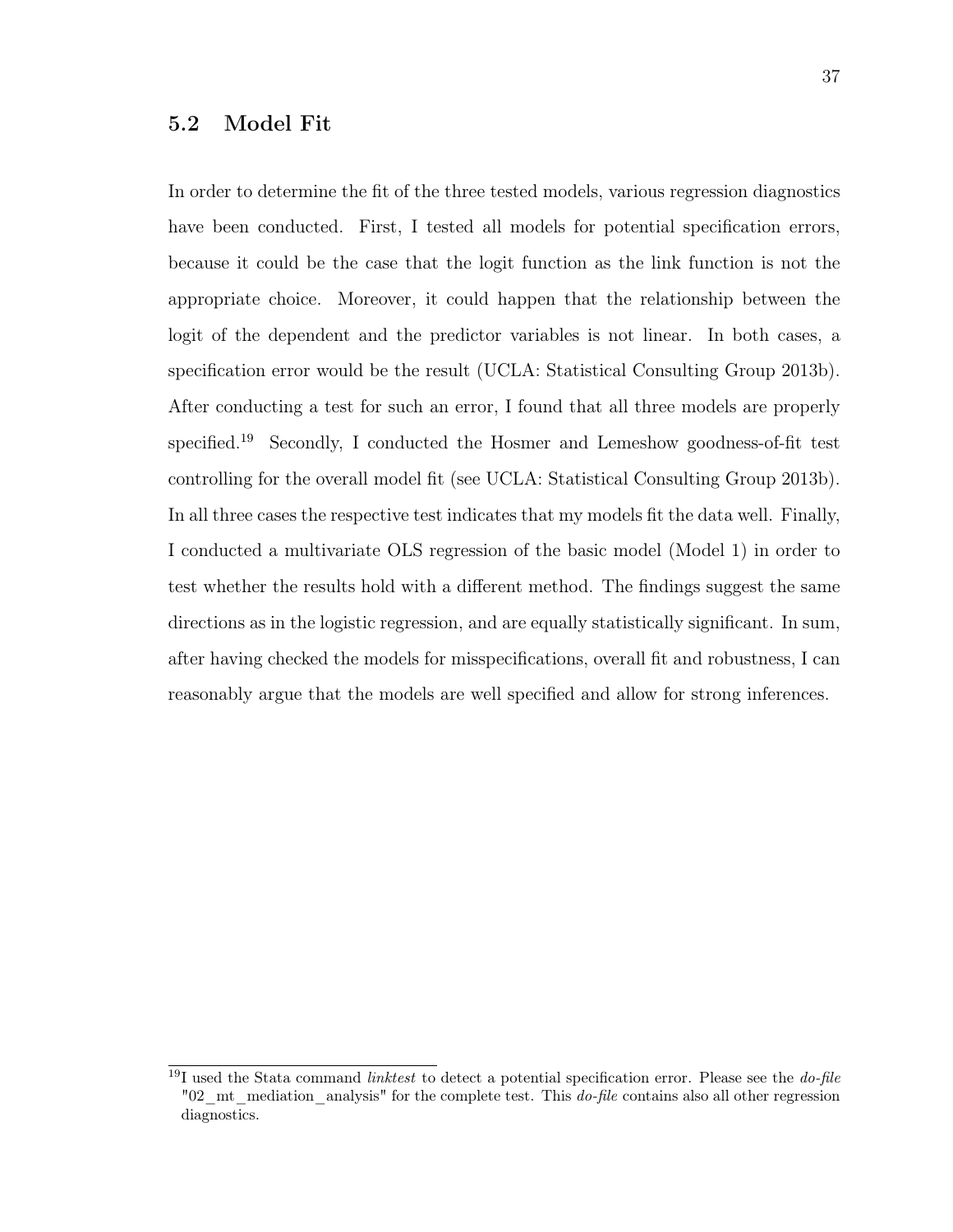## 5.2 Model Fit

In order to determine the fit of the three tested models, various regression diagnostics have been conducted. First, I tested all models for potential specification errors, because it could be the case that the logit function as the link function is not the appropriate choice. Moreover, it could happen that the relationship between the logit of the dependent and the predictor variables is not linear. In both cases, a specification error would be the result (UCLA: Statistical Consulting Group 2013b). After conducting a test for such an error, I found that all three models are properly specified.[19] Secondly, I conducted the Hosmer and Lemeshow goodness-of-fit test controlling for the overall model fit (see UCLA: Statistical Consulting Group 2013b). In all three cases the respective test indicates that my models fit the data well. Finally, I conducted a multivariate OLS regression of the basic model (Model 1) in order to test whether the results hold with a different method. The findings suggest the same directions as in the logistic regression, and are equally statistically significant. In sum, after having checked the models for misspecifications, overall fit and robustness, I can reasonably argue that the models are well specified and allow for strong inferences.

---

[19] I used the Stata command *linktest* to detect a potential specification error. Please see the *do-file* "02_mt_mediation_analysis" for the complete test. This *do-file* contains also all other regression diagnostics.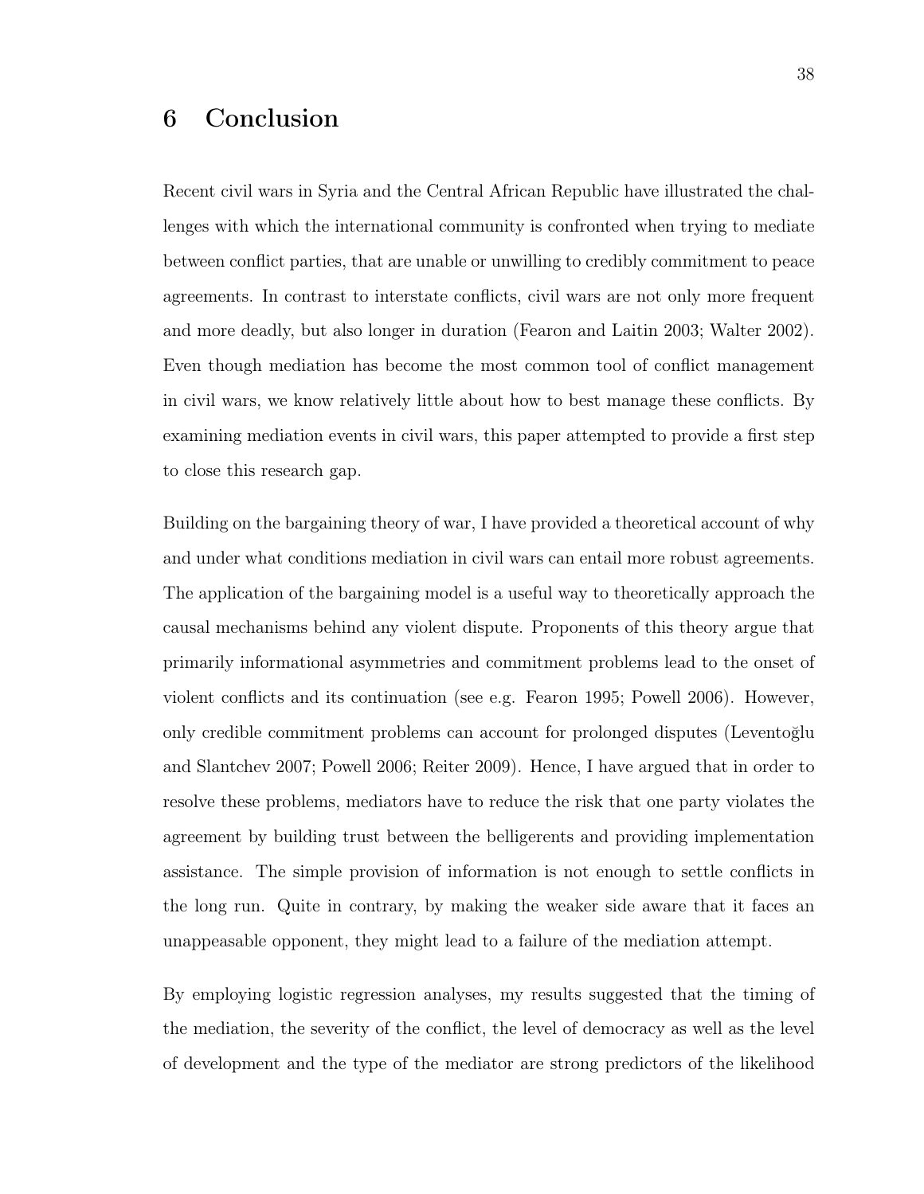# 6 Conclusion

Recent civil wars in Syria and the Central African Republic have illustrated the challenges with which the international community is confronted when trying to mediate between conflict parties, that are unable or unwilling to credibly commitment to peace agreements. In contrast to interstate conflicts, civil wars are not only more frequent and more deadly, but also longer in duration (Fearon and Laitin 2003; Walter 2002). Even though mediation has become the most common tool of conflict management in civil wars, we know relatively little about how to best manage these conflicts. By examining mediation events in civil wars, this paper attempted to provide a first step to close this research gap.

Building on the bargaining theory of war, I have provided a theoretical account of why and under what conditions mediation in civil wars can entail more robust agreements. The application of the bargaining model is a useful way to theoretically approach the causal mechanisms behind any violent dispute. Proponents of this theory argue that primarily informational asymmetries and commitment problems lead to the onset of violent conflicts and its continuation (see e.g. Fearon 1995; Powell 2006). However, only credible commitment problems can account for prolonged disputes (Leventoğlu and Slantchev 2007; Powell 2006; Reiter 2009). Hence, I have argued that in order to resolve these problems, mediators have to reduce the risk that one party violates the agreement by building trust between the belligerents and providing implementation assistance. The simple provision of information is not enough to settle conflicts in the long run. Quite in contrary, by making the weaker side aware that it faces an unappeasable opponent, they might lead to a failure of the mediation attempt.

By employing logistic regression analyses, my results suggested that the timing of the mediation, the severity of the conflict, the level of democracy as well as the level of development and the type of the mediator are strong predictors of the likelihood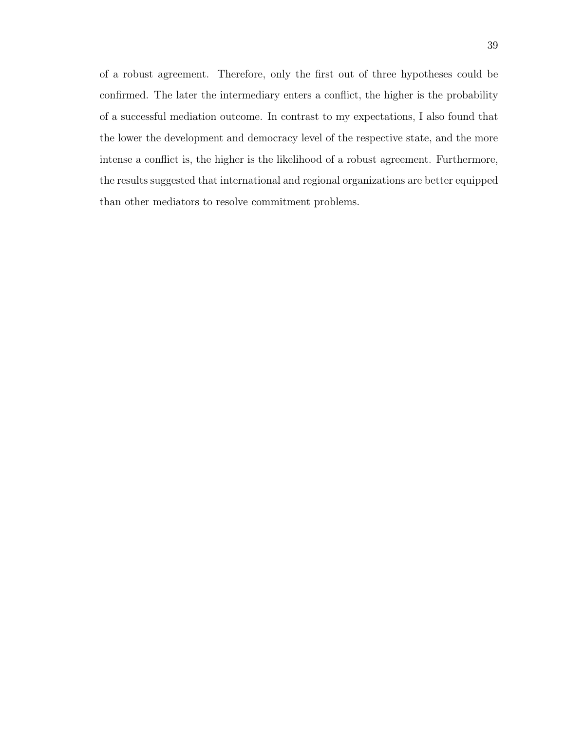of a robust agreement. Therefore, only the first out of three hypotheses could be confirmed. The later the intermediary enters a conflict, the higher is the probability of a successful mediation outcome. In contrast to my expectations, I also found that the lower the development and democracy level of the respective state, and the more intense a conflict is, the higher is the likelihood of a robust agreement. Furthermore, the results suggested that international and regional organizations are better equipped than other mediators to resolve commitment problems.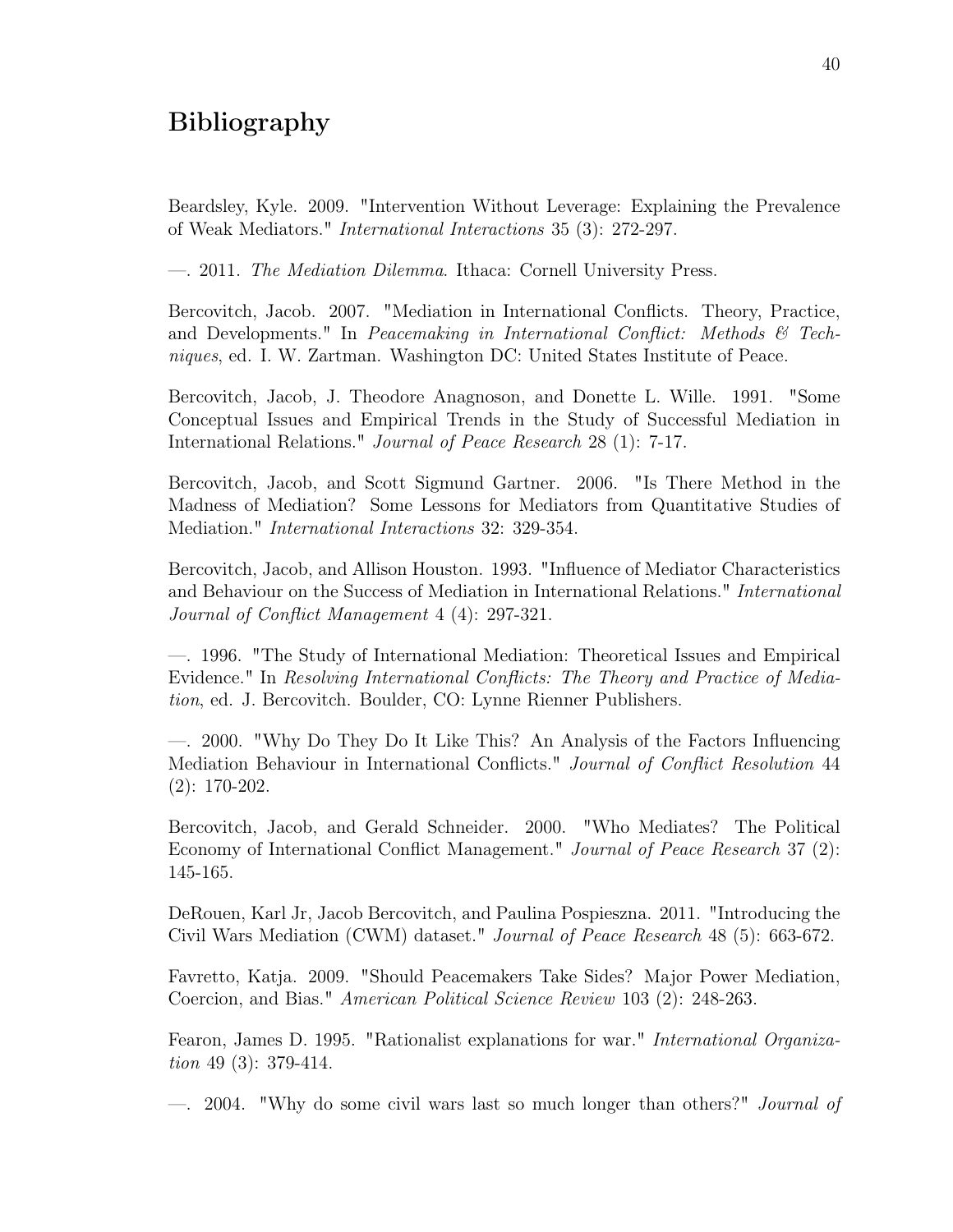# Bibliography

Beardsley, Kyle. 2009. "Intervention Without Leverage: Explaining the Prevalence of Weak Mediators." *International Interactions* 35 (3): 272-297.

—. 2011. *The Mediation Dilemma*. Ithaca: Cornell University Press.

Bercovitch, Jacob. 2007. "Mediation in International Conflicts. Theory, Practice, and Developments." In *Peacemaking in International Conflict: Methods & Techniques*, ed. I. W. Zartman. Washington DC: United States Institute of Peace.

Bercovitch, Jacob, J. Theodore Anagnoson, and Donette L. Wille. 1991. "Some Conceptual Issues and Empirical Trends in the Study of Successful Mediation in International Relations." *Journal of Peace Research* 28 (1): 7-17.

Bercovitch, Jacob, and Scott Sigmund Gartner. 2006. "Is There Method in the Madness of Mediation? Some Lessons for Mediators from Quantitative Studies of Mediation." *International Interactions* 32: 329-354.

Bercovitch, Jacob, and Allison Houston. 1993. "Influence of Mediator Characteristics and Behaviour on the Success of Mediation in International Relations." *International Journal of Conflict Management* 4 (4): 297-321.

—. 1996. "The Study of International Mediation: Theoretical Issues and Empirical Evidence." In *Resolving International Conflicts: The Theory and Practice of Mediation*, ed. J. Bercovitch. Boulder, CO: Lynne Rienner Publishers.

—. 2000. "Why Do They Do It Like This? An Analysis of the Factors Influencing Mediation Behaviour in International Conflicts." *Journal of Conflict Resolution* 44 (2): 170-202.

Bercovitch, Jacob, and Gerald Schneider. 2000. "Who Mediates? The Political Economy of International Conflict Management." *Journal of Peace Research* 37 (2): 145-165.

DeRouen, Karl Jr, Jacob Bercovitch, and Paulina Pospieszna. 2011. "Introducing the Civil Wars Mediation (CWM) dataset." *Journal of Peace Research* 48 (5): 663-672.

Favretto, Katja. 2009. "Should Peacemakers Take Sides? Major Power Mediation, Coercion, and Bias." *American Political Science Review* 103 (2): 248-263.

Fearon, James D. 1995. "Rationalist explanations for war." *International Organization* 49 (3): 379-414.

—. 2004. "Why do some civil wars last so much longer than others?" *Journal of*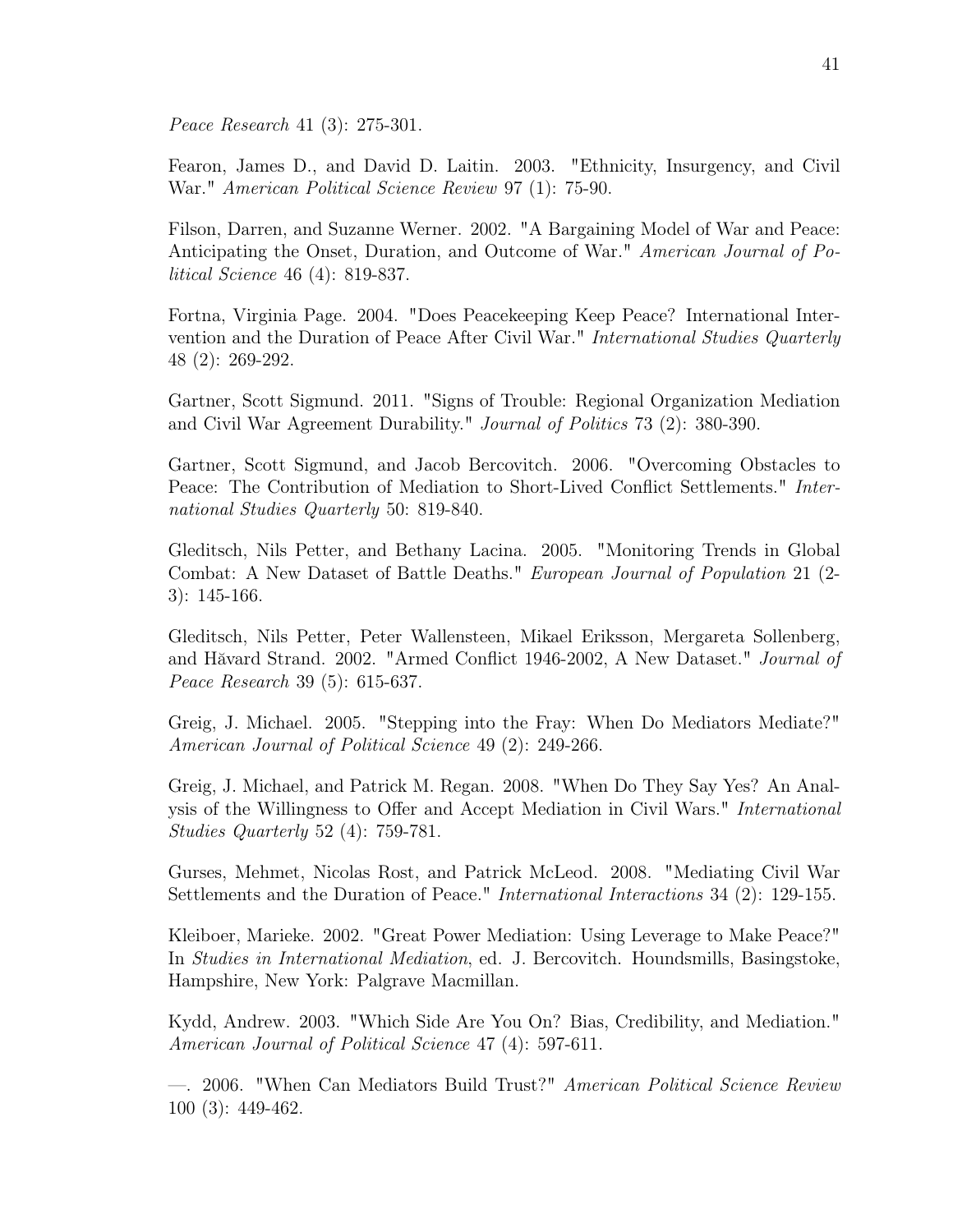*Peace Research* 41 (3): 275-301.

Fearon, James D., and David D. Laitin. 2003. "Ethnicity, Insurgency, and Civil War." *American Political Science Review* 97 (1): 75-90.

Filson, Darren, and Suzanne Werner. 2002. "A Bargaining Model of War and Peace: Anticipating the Onset, Duration, and Outcome of War." *American Journal of Political Science* 46 (4): 819-837.

Fortna, Virginia Page. 2004. "Does Peacekeeping Keep Peace? International Intervention and the Duration of Peace After Civil War." *International Studies Quarterly* 48 (2): 269-292.

Gartner, Scott Sigmund. 2011. "Signs of Trouble: Regional Organization Mediation and Civil War Agreement Durability." *Journal of Politics* 73 (2): 380-390.

Gartner, Scott Sigmund, and Jacob Bercovitch. 2006. "Overcoming Obstacles to Peace: The Contribution of Mediation to Short-Lived Conflict Settlements." *International Studies Quarterly* 50: 819-840.

Gleditsch, Nils Petter, and Bethany Lacina. 2005. "Monitoring Trends in Global Combat: A New Dataset of Battle Deaths." *European Journal of Population* 21 (2-3): 145-166.

Gleditsch, Nils Petter, Peter Wallensteen, Mikael Eriksson, Mergareta Sollenberg, and Hǎvard Strand. 2002. "Armed Conflict 1946-2002, A New Dataset." *Journal of Peace Research* 39 (5): 615-637.

Greig, J. Michael. 2005. "Stepping into the Fray: When Do Mediators Mediate?" *American Journal of Political Science* 49 (2): 249-266.

Greig, J. Michael, and Patrick M. Regan. 2008. "When Do They Say Yes? An Analysis of the Willingness to Offer and Accept Mediation in Civil Wars." *International Studies Quarterly* 52 (4): 759-781.

Gurses, Mehmet, Nicolas Rost, and Patrick McLeod. 2008. "Mediating Civil War Settlements and the Duration of Peace." *International Interactions* 34 (2): 129-155.

Kleiboer, Marieke. 2002. "Great Power Mediation: Using Leverage to Make Peace?" In *Studies in International Mediation*, ed. J. Bercovitch. Houndsmills, Basingstoke, Hampshire, New York: Palgrave Macmillan.

Kydd, Andrew. 2003. "Which Side Are You On? Bias, Credibility, and Mediation." *American Journal of Political Science* 47 (4): 597-611.

—. 2006. "When Can Mediators Build Trust?" *American Political Science Review* 100 (3): 449-462.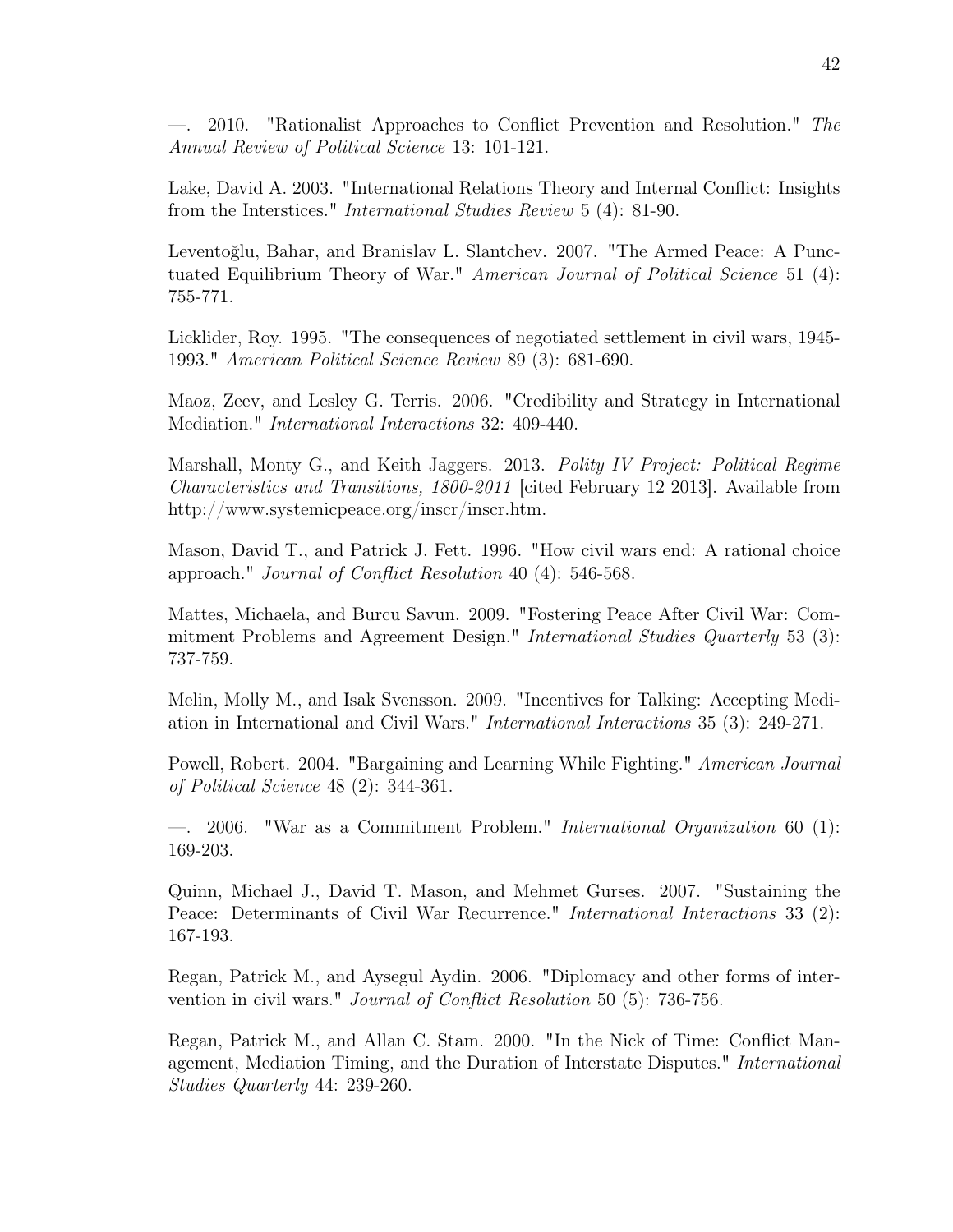—. 2010. "Rationalist Approaches to Conflict Prevention and Resolution." *The Annual Review of Political Science* 13: 101-121.

Lake, David A. 2003. "International Relations Theory and Internal Conflict: Insights from the Interstices." *International Studies Review* 5 (4): 81-90.

Leventoğlu, Bahar, and Branislav L. Slantchev. 2007. "The Armed Peace: A Punctuated Equilibrium Theory of War." *American Journal of Political Science* 51 (4): 755-771.

Licklider, Roy. 1995. "The consequences of negotiated settlement in civil wars, 1945-1993." *American Political Science Review* 89 (3): 681-690.

Maoz, Zeev, and Lesley G. Terris. 2006. "Credibility and Strategy in International Mediation." *International Interactions* 32: 409-440.

Marshall, Monty G., and Keith Jaggers. 2013. *Polity IV Project: Political Regime Characteristics and Transitions, 1800-2011* [cited February 12 2013]. Available from http://www.systemicpeace.org/inscr/inscr.htm.

Mason, David T., and Patrick J. Fett. 1996. "How civil wars end: A rational choice approach." *Journal of Conflict Resolution* 40 (4): 546-568.

Mattes, Michaela, and Burcu Savun. 2009. "Fostering Peace After Civil War: Commitment Problems and Agreement Design." *International Studies Quarterly* 53 (3): 737-759.

Melin, Molly M., and Isak Svensson. 2009. "Incentives for Talking: Accepting Mediation in International and Civil Wars." *International Interactions* 35 (3): 249-271.

Powell, Robert. 2004. "Bargaining and Learning While Fighting." *American Journal of Political Science* 48 (2): 344-361.

—. 2006. "War as a Commitment Problem." *International Organization* 60 (1): 169-203.

Quinn, Michael J., David T. Mason, and Mehmet Gurses. 2007. "Sustaining the Peace: Determinants of Civil War Recurrence." *International Interactions* 33 (2): 167-193.

Regan, Patrick M., and Aysegul Aydin. 2006. "Diplomacy and other forms of intervention in civil wars." *Journal of Conflict Resolution* 50 (5): 736-756.

Regan, Patrick M., and Allan C. Stam. 2000. "In the Nick of Time: Conflict Management, Mediation Timing, and the Duration of Interstate Disputes." *International Studies Quarterly* 44: 239-260.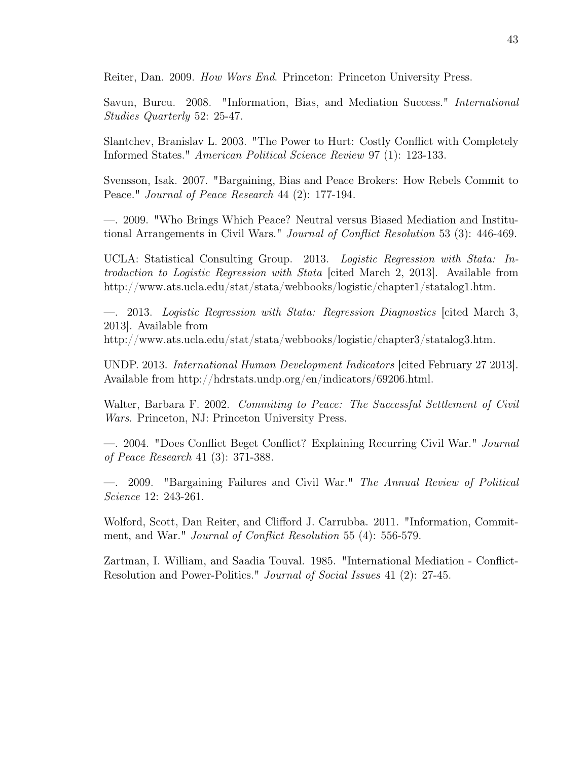Reiter, Dan. 2009. *How Wars End*. Princeton: Princeton University Press.

Savun, Burcu. 2008. "Information, Bias, and Mediation Success." *International Studies Quarterly* 52: 25-47.

Slantchev, Branislav L. 2003. "The Power to Hurt: Costly Conflict with Completely Informed States." *American Political Science Review* 97 (1): 123-133.

Svensson, Isak. 2007. "Bargaining, Bias and Peace Brokers: How Rebels Commit to Peace." *Journal of Peace Research* 44 (2): 177-194.

—. 2009. "Who Brings Which Peace? Neutral versus Biased Mediation and Institutional Arrangements in Civil Wars." *Journal of Conflict Resolution* 53 (3): 446-469.

UCLA: Statistical Consulting Group. 2013. *Logistic Regression with Stata: Introduction to Logistic Regression with Stata* [cited March 2, 2013]. Available from http://www.ats.ucla.edu/stat/stata/webbooks/logistic/chapter1/statalog1.htm.

—. 2013. *Logistic Regression with Stata: Regression Diagnostics* [cited March 3, 2013]. Available from http://www.ats.ucla.edu/stat/stata/webbooks/logistic/chapter3/statalog3.htm.

UNDP. 2013. *International Human Development Indicators* [cited February 27 2013]. Available from http://hdrstats.undp.org/en/indicators/69206.html.

Walter, Barbara F. 2002. *Commiting to Peace: The Successful Settlement of Civil Wars*. Princeton, NJ: Princeton University Press.

—. 2004. "Does Conflict Beget Conflict? Explaining Recurring Civil War." *Journal of Peace Research* 41 (3): 371-388.

—. 2009. "Bargaining Failures and Civil War." *The Annual Review of Political Science* 12: 243-261.

Wolford, Scott, Dan Reiter, and Clifford J. Carrubba. 2011. "Information, Commitment, and War." *Journal of Conflict Resolution* 55 (4): 556-579.

Zartman, I. William, and Saadia Touval. 1985. "International Mediation - Conflict-Resolution and Power-Politics." *Journal of Social Issues* 41 (2): 27-45.